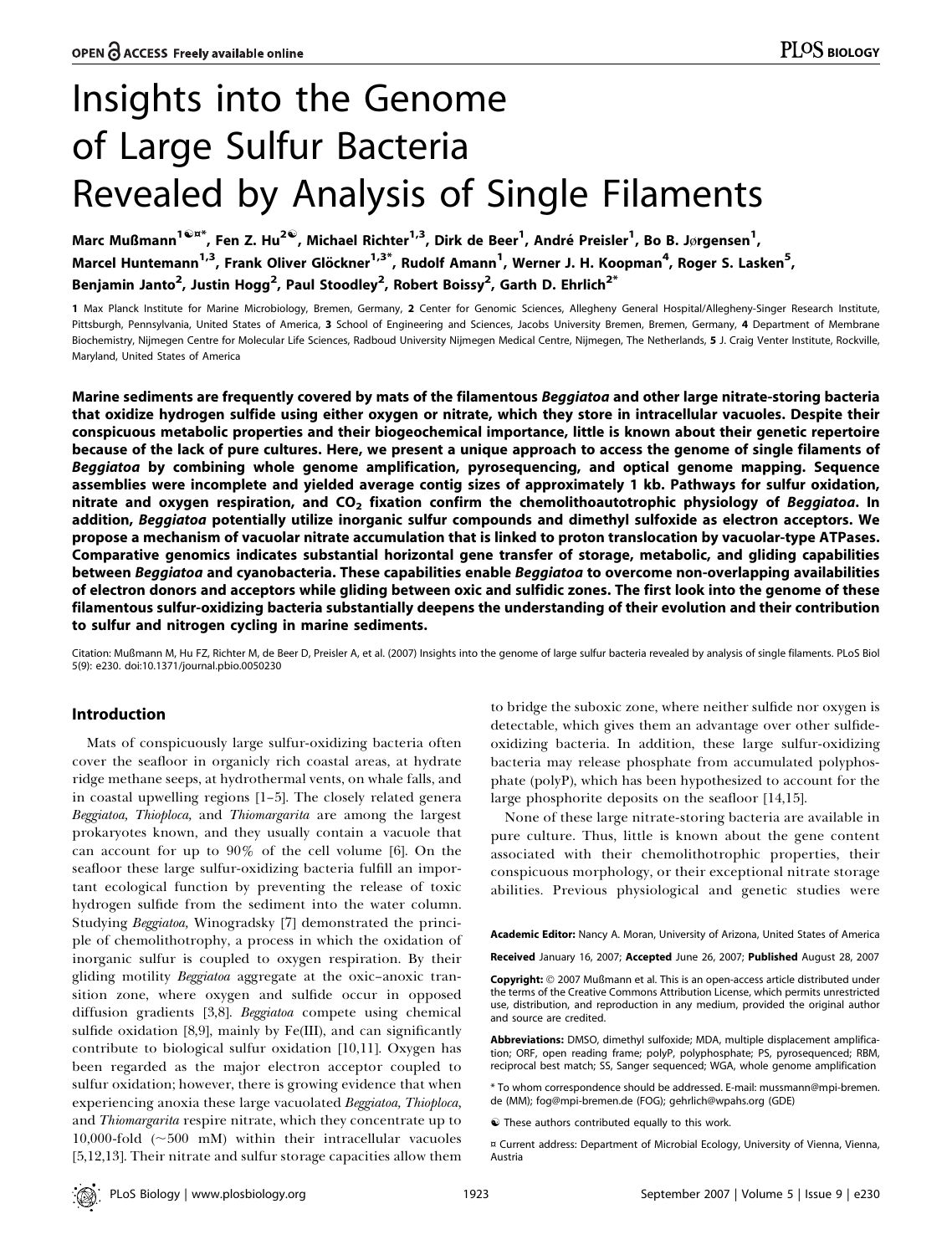# Insights into the Genome of Large Sulfur Bacteria Revealed by Analysis of Single Filaments

Marc Mußmann[1☯¤*], Fen Z. Hu[2☯], Michael Richter[1,3], Dirk de Beer[1], André Preisler[1], Bo B. Jørgensen[1], Marcel Huntemann[1,3], Frank Oliver Glöckner[1,3*], Rudolf Amann[1], Werner J. H. Koopman[4], Roger S. Lasken[5], Benjamin Janto[2], Justin Hogg[2], Paul Stoodley[2], Robert Boissy[2], Garth D. Ehrlich[2*]

**1** Max Planck Institute for Marine Microbiology, Bremen, Germany, **2** Center for Genomic Sciences, Allegheny General Hospital/Allegheny-Singer Research Institute, Pittsburgh, Pennsylvania, United States of America, **3** School of Engineering and Sciences, Jacobs University Bremen, Bremen, Germany, **4** Department of Membrane Biochemistry, Nijmegen Centre for Molecular Life Sciences, Radboud University Nijmegen Medical Centre, Nijmegen, The Netherlands, **5** J. Craig Venter Institute, Rockville, Maryland, United States of America

**Marine sediments are frequently covered by mats of the filamentous *Beggiatoa* and other large nitrate-storing bacteria that oxidize hydrogen sulfide using either oxygen or nitrate, which they store in intracellular vacuoles. Despite their conspicuous metabolic properties and their biogeochemical importance, little is known about their genetic repertoire because of the lack of pure cultures. Here, we present a unique approach to access the genome of single filaments of *Beggiatoa* by combining whole genome amplification, pyrosequencing, and optical genome mapping. Sequence assemblies were incomplete and yielded average contig sizes of approximately 1 kb. Pathways for sulfur oxidation, nitrate and oxygen respiration, and $CO_2$ fixation confirm the chemolithoautotrophic physiology of *Beggiatoa*. In addition, *Beggiatoa* potentially utilize inorganic sulfur compounds and dimethyl sulfoxide as electron acceptors. We propose a mechanism of vacuolar nitrate accumulation that is linked to proton translocation by vacuolar-type ATPases. Comparative genomics indicates substantial horizontal gene transfer of storage, metabolic, and gliding capabilities between *Beggiatoa* and cyanobacteria. These capabilities enable *Beggiatoa* to overcome non-overlapping availabilities of electron donors and acceptors while gliding between oxic and sulfidic zones. The first look into the genome of these filamentous sulfur-oxidizing bacteria substantially deepens the understanding of their evolution and their contribution to sulfur and nitrogen cycling in marine sediments.**

Citation: Mußmann M, Hu FZ, Richter M, de Beer D, Preisler A, et al. (2007) Insights into the genome of large sulfur bacteria revealed by analysis of single filaments. PLoS Biol 5(9): e230. doi:10.1371/journal.pbio.0050230

## Introduction

Mats of conspicuously large sulfur-oxidizing bacteria often cover the seafloor in organically rich coastal areas, at hydrate ridge methane seeps, at hydrothermal vents, on whale falls, and in coastal upwelling regions [1–5]. The closely related genera *Beggiatoa, Thioploca,* and *Thiomargarita* are among the largest prokaryotes known, and they usually contain a vacuole that can account for up to 90% of the cell volume [6]. On the seafloor these large sulfur-oxidizing bacteria fulfill an important ecological function by preventing the release of toxic hydrogen sulfide from the sediment into the water column. Studying *Beggiatoa,* Winogradsky [7] demonstrated the principle of chemolithotrophy, a process in which the oxidation of inorganic sulfur is coupled to oxygen respiration. By their gliding motility *Beggiatoa* aggregate at the oxic–anoxic transition zone, where oxygen and sulfide occur in opposed diffusion gradients [3,8]. *Beggiatoa* compete using chemical sulfide oxidation [8,9], mainly by Fe(III), and can significantly contribute to biological sulfur oxidation [10,11]. Oxygen has been regarded as the major electron acceptor coupled to sulfur oxidation; however, there is growing evidence that when experiencing anoxia these large vacuolated *Beggiatoa, Thioploca,* and *Thiomargarita* respire nitrate, which they concentrate up to 10,000-fold (~500 mM) within their intracellular vacuoles [5,12,13]. Their nitrate and sulfur storage capacities allow them to bridge the suboxic zone, where neither sulfide nor oxygen is detectable, which gives them an advantage over other sulfide-oxidizing bacteria. In addition, these large sulfur-oxidizing bacteria may release phosphate from accumulated polyphosphate (polyP), which has been hypothesized to account for the large phosphorite deposits on the seafloor [14,15].

None of these large nitrate-storing bacteria are available in pure culture. Thus, little is known about the gene content associated with their chemolithotrophic properties, their conspicuous morphology, or their exceptional nitrate storage abilities. Previous physiological and genetic studies were

**Academic Editor:** Nancy A. Moran, University of Arizona, United States of America

**Received** January 16, 2007; **Accepted** June 26, 2007; **Published** August 28, 2007

**Copyright:** © 2007 Mußmann et al. This is an open-access article distributed under the terms of the Creative Commons Attribution License, which permits unrestricted use, distribution, and reproduction in any medium, provided the original author and source are credited.

**Abbreviations:** DMSO, dimethyl sulfoxide; MDA, multiple displacement amplification; ORF, open reading frame; polyP, polyphosphate; PS, pyrosequenced; RBM, reciprocal best match; SS, Sanger sequenced; WGA, whole genome amplification

\* To whom correspondence should be addressed. E-mail: mussmann@mpi-bremen.de (MM); fog@mpi-bremen.de (FOG); gehrlich@wpahs.org (GDE)

☯ These authors contributed equally to this work.

¤ Current address: Department of Microbial Ecology, University of Vienna, Vienna, Austria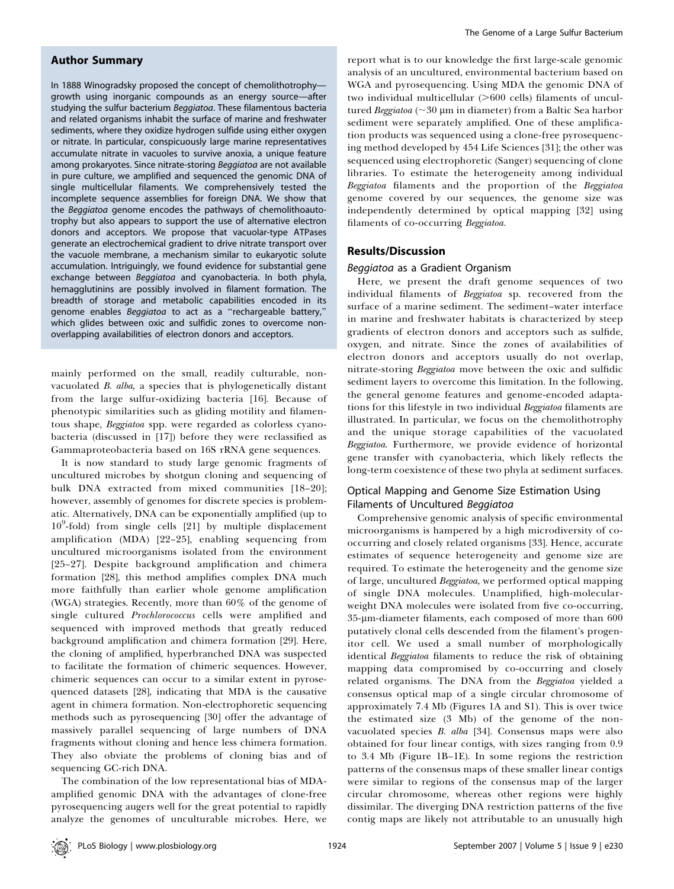## Author Summary

In 1888 Winogradsky proposed the concept of chemolithotrophy—growth using inorganic compounds as an energy source—after studying the sulfur bacterium *Beggiatoa*. These filamentous bacteria and related organisms inhabit the surface of marine and freshwater sediments, where they oxidize hydrogen sulfide using either oxygen or nitrate. In particular, conspicuously large marine representatives accumulate nitrate in vacuoles to survive anoxia, a unique feature among prokaryotes. Since nitrate-storing *Beggiatoa* are not available in pure culture, we amplified and sequenced the genomic DNA of single multicellular filaments. We comprehensively tested the incomplete sequence assemblies for foreign DNA. We show that the *Beggiatoa* genome encodes the pathways of chemolithoautotrophy but also appears to support the use of alternative electron donors and acceptors. We propose that vacuolar-type ATPases generate an electrochemical gradient to drive nitrate transport over the vacuole membrane, a mechanism similar to eukaryotic solute accumulation. Intriguingly, we found evidence for substantial gene exchange between *Beggiatoa* and cyanobacteria. In both phyla, hemagglutinins are possibly involved in filament formation. The breadth of storage and metabolic capabilities encoded in its genome enables *Beggiatoa* to act as a "rechargeable battery," which glides between oxic and sulfidic zones to overcome non-overlapping availabilities of electron donors and acceptors.

mainly performed on the small, readily culturable, non-vacuolated *B. alba*, a species that is phylogenetically distant from the large sulfur-oxidizing bacteria [16]. Because of phenotypic similarities such as gliding motility and filamentous shape, *Beggiatoa* spp. were regarded as colorless cyanobacteria (discussed in [17]) before they were reclassified as Gammaproteobacteria based on 16S rRNA gene sequences.

It is now standard to study large genomic fragments of uncultured microbes by shotgun cloning and sequencing of bulk DNA extracted from mixed communities [18–20]; however, assembly of genomes for discrete species is problematic. Alternatively, DNA can be exponentially amplified (up to $10^9$-fold) from single cells [21] by multiple displacement amplification (MDA) [22–25], enabling sequencing from uncultured microorganisms isolated from the environment [25–27]. Despite background amplification and chimera formation [28], this method amplifies complex DNA much more faithfully than earlier whole genome amplification (WGA) strategies. Recently, more than 60% of the genome of single cultured *Prochlorococcus* cells were amplified and sequenced with improved methods that greatly reduced background amplification and chimera formation [29]. Here, the cloning of amplified, hyperbranched DNA was suspected to facilitate the formation of chimeric sequences. However, chimeric sequences can occur to a similar extent in pyrosequenced datasets [28], indicating that MDA is the causative agent in chimera formation. Non-electrophoretic sequencing methods such as pyrosequencing [30] offer the advantage of massively parallel sequencing of large numbers of DNA fragments without cloning and hence less chimera formation. They also obviate the problems of cloning bias and of sequencing GC-rich DNA.

The combination of the low representational bias of MDA-amplified genomic DNA with the advantages of clone-free pyrosequencing augers well for the great potential to rapidly analyze the genomes of unculturable microbes. Here, we report what is to our knowledge the first large-scale genomic analysis of an uncultured, environmental bacterium based on WGA and pyrosequencing. Using MDA the genomic DNA of two individual multicellular (>600 cells) filaments of uncultured *Beggiatoa* (~30 μm in diameter) from a Baltic Sea harbor sediment were separately amplified. One of these amplification products was sequenced using a clone-free pyrosequencing method developed by 454 Life Sciences [31]; the other was sequenced using electrophoretic (Sanger) sequencing of clone libraries. To estimate the heterogeneity among individual *Beggiatoa* filaments and the proportion of the *Beggiatoa* genome covered by our sequences, the genome size was independently determined by optical mapping [32] using filaments of co-occurring *Beggiatoa*.

## Results/Discussion

### *Beggiatoa* as a Gradient Organism

Here, we present the draft genome sequences of two individual filaments of *Beggiatoa* sp. recovered from the surface of a marine sediment. The sediment–water interface in marine and freshwater habitats is characterized by steep gradients of electron donors and acceptors such as sulfide, oxygen, and nitrate. Since the zones of availabilities of electron donors and acceptors usually do not overlap, nitrate-storing *Beggiatoa* move between the oxic and sulfidic sediment layers to overcome this limitation. In the following, the general genome features and genome-encoded adaptations for this lifestyle in two individual *Beggiatoa* filaments are illustrated. In particular, we focus on the chemolithotrophy and the unique storage capabilities of the vacuolated *Beggiatoa*. Furthermore, we provide evidence of horizontal gene transfer with cyanobacteria, which likely reflects the long-term coexistence of these two phyla at sediment surfaces.

### Optical Mapping and Genome Size Estimation Using Filaments of Uncultured *Beggiatoa*

Comprehensive genomic analysis of specific environmental microorganisms is hampered by a high microdiversity of co-occurring and closely related organisms [33]. Hence, accurate estimates of sequence heterogeneity and genome size are required. To estimate the heterogeneity and the genome size of large, uncultured *Beggiatoa*, we performed optical mapping of single DNA molecules. Unamplified, high-molecular-weight DNA molecules were isolated from five co-occurring, 35-μm-diameter filaments, each composed of more than 600 putatively clonal cells descended from the filament's progenitor cell. We used a small number of morphologically identical *Beggiatoa* filaments to reduce the risk of obtaining mapping data compromised by co-occurring and closely related organisms. The DNA from the *Beggiatoa* yielded a consensus optical map of a single circular chromosome of approximately 7.4 Mb (Figures 1A and S1). This is over twice the estimated size (3 Mb) of the genome of the non-vacuolated species *B. alba* [34]. Consensus maps were also obtained for four linear contigs, with sizes ranging from 0.9 to 3.4 Mb (Figure 1B–1E). In some regions the restriction patterns of the consensus maps of these smaller linear contigs were similar to regions of the consensus map of the larger circular chromosome, whereas other regions were highly dissimilar. The diverging DNA restriction patterns of the five contig maps are likely not attributable to an unusually high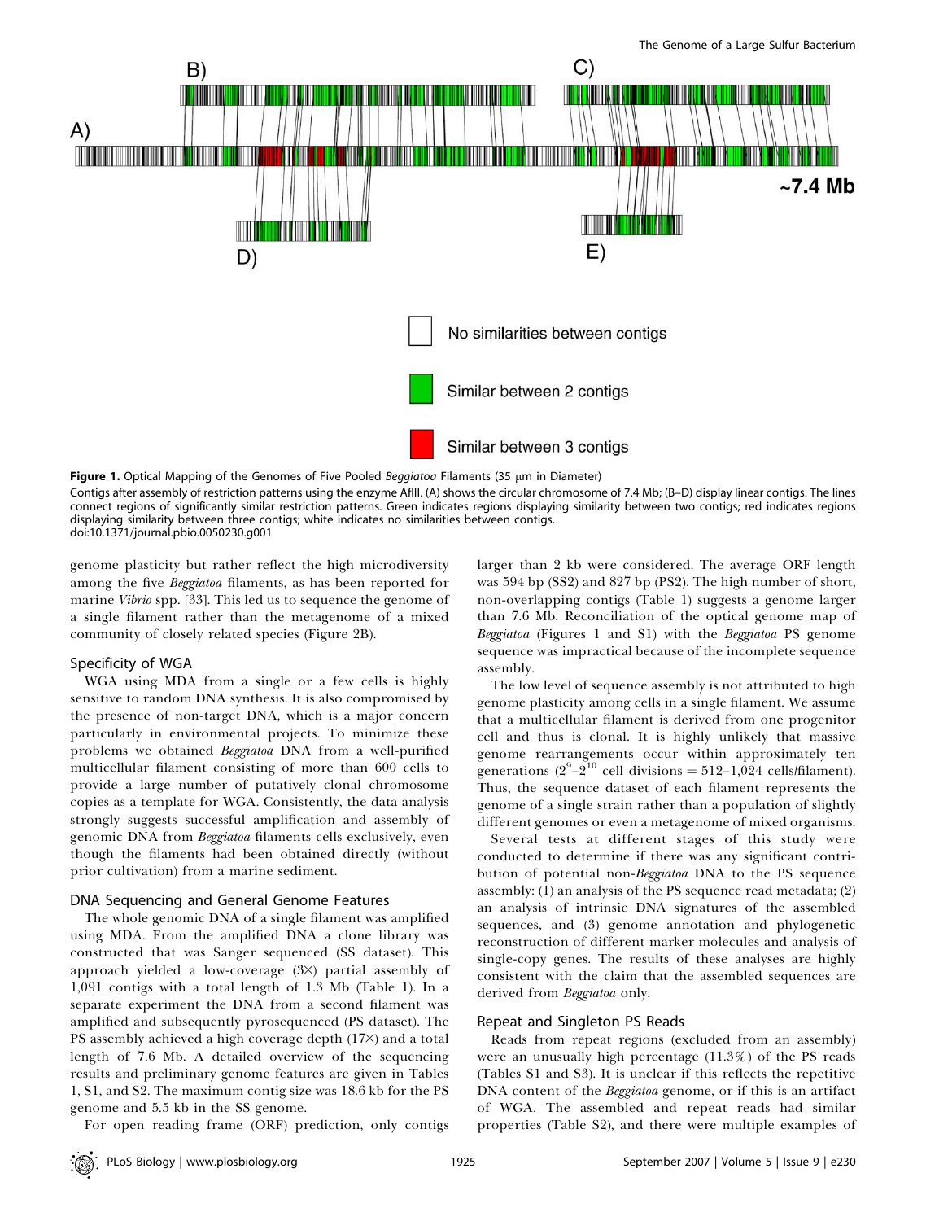**Figure 1.** Optical Mapping of the Genomes of Five Pooled *Beggiatoa* Filaments (35 μm in Diameter)

Contigs after assembly of restriction patterns using the enzyme AflII. (A) shows the circular chromosome of 7.4 Mb; (B–D) display linear contigs. The lines connect regions of significantly similar restriction patterns. Green indicates regions displaying similarity between two contigs; red indicates regions displaying similarity between three contigs; white indicates no similarities between contigs.

doi:10.1371/journal.pbio.0050230.g001

genome plasticity but rather reflect the high microdiversity among the five *Beggiatoa* filaments, as has been reported for marine *Vibrio* spp. [33]. This led us to sequence the genome of a single filament rather than the metagenome of a mixed community of closely related species (Figure 2B).

## Specificity of WGA

WGA using MDA from a single or a few cells is highly sensitive to random DNA synthesis. It is also compromised by the presence of non-target DNA, which is a major concern particularly in environmental projects. To minimize these problems we obtained *Beggiatoa* DNA from a well-purified multicellular filament consisting of more than 600 cells to provide a large number of putatively clonal chromosome copies as a template for WGA. Consistently, the data analysis strongly suggests successful amplification and assembly of genomic DNA from *Beggiatoa* filaments cells exclusively, even though the filaments had been obtained directly (without prior cultivation) from a marine sediment.

## DNA Sequencing and General Genome Features

The whole genomic DNA of a single filament was amplified using MDA. From the amplified DNA a clone library was constructed that was Sanger sequenced (SS dataset). This approach yielded a low-coverage (3×) partial assembly of 1,091 contigs with a total length of 1.3 Mb (Table 1). In a separate experiment the DNA from a second filament was amplified and subsequently pyrosequenced (PS dataset). The PS assembly achieved a high coverage depth (17×) and a total length of 7.6 Mb. A detailed overview of the sequencing results and preliminary genome features are given in Tables 1, S1, and S2. The maximum contig size was 18.6 kb for the PS genome and 5.5 kb in the SS genome.

For open reading frame (ORF) prediction, only contigs larger than 2 kb were considered. The average ORF length was 594 bp (SS2) and 827 bp (PS2). The high number of short, non-overlapping contigs (Table 1) suggests a genome larger than 7.6 Mb. Reconciliation of the optical genome map of *Beggiatoa* (Figures 1 and S1) with the *Beggiatoa* PS genome sequence was impractical because of the incomplete sequence assembly.

The low level of sequence assembly is not attributed to high genome plasticity among cells in a single filament. We assume that a multicellular filament is derived from one progenitor cell and thus is clonal. It is highly unlikely that massive genome rearrangements occur within approximately ten generations ($2^9$–$2^{10}$ cell divisions = 512–1,024 cells/filament). Thus, the sequence dataset of each filament represents the genome of a single strain rather than a population of slightly different genomes or even a metagenome of mixed organisms.

Several tests at different stages of this study were conducted to determine if there was any significant contribution of potential non-*Beggiatoa* DNA to the PS sequence assembly: (1) an analysis of the PS sequence read metadata; (2) an analysis of intrinsic DNA signatures of the assembled sequences, and (3) genome annotation and phylogenetic reconstruction of different marker molecules and analysis of single-copy genes. The results of these analyses are highly consistent with the claim that the assembled sequences are derived from *Beggiatoa* only.

## Repeat and Singleton PS Reads

Reads from repeat regions (excluded from an assembly) were an unusually high percentage (11.3%) of the PS reads (Tables S1 and S3). It is unclear if this reflects the repetitive DNA content of the *Beggiatoa* genome, or if this is an artifact of WGA. The assembled and repeat reads had similar properties (Table S2), and there were multiple examples of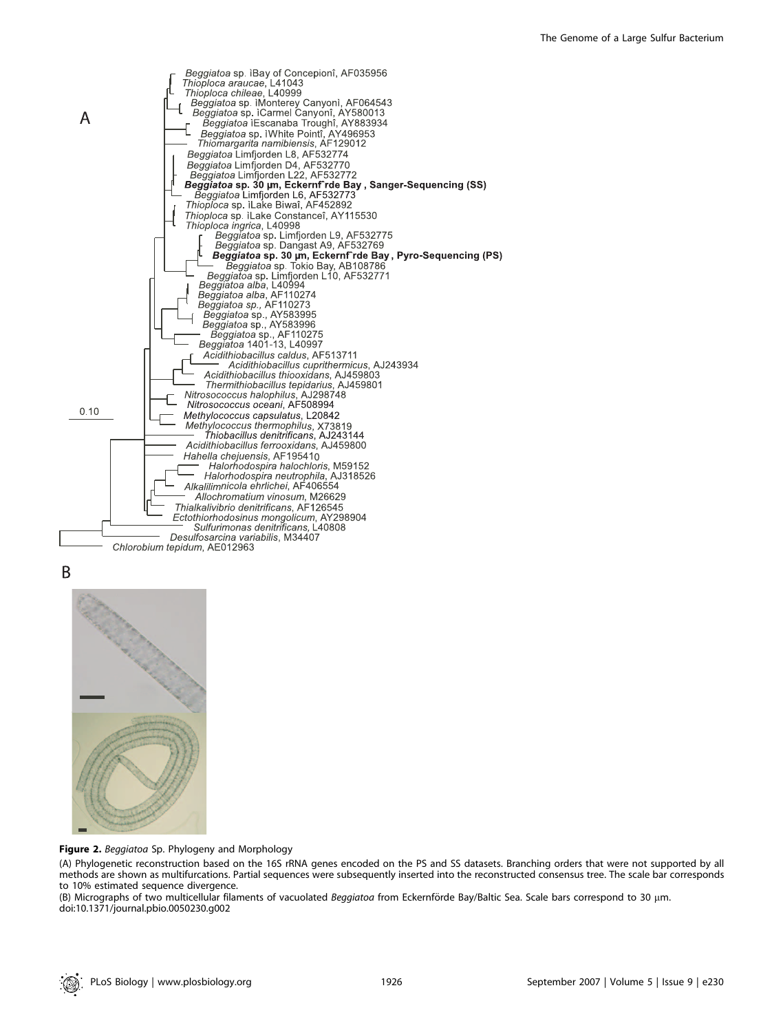**Figure 2.** *Beggiatoa* Sp. Phylogeny and Morphology

(A) Phylogenetic reconstruction based on the 16S rRNA genes encoded on the PS and SS datasets. Branching orders that were not supported by all methods are shown as multifurcations. Partial sequences were subsequently inserted into the reconstructed consensus tree. The scale bar corresponds to 10% estimated sequence divergence.

(B) Micrographs of two multicellular filaments of vacuolated *Beggiatoa* from Eckernförde Bay/Baltic Sea. Scale bars correspond to 30 μm.

doi:10.1371/journal.pbio.0050230.g002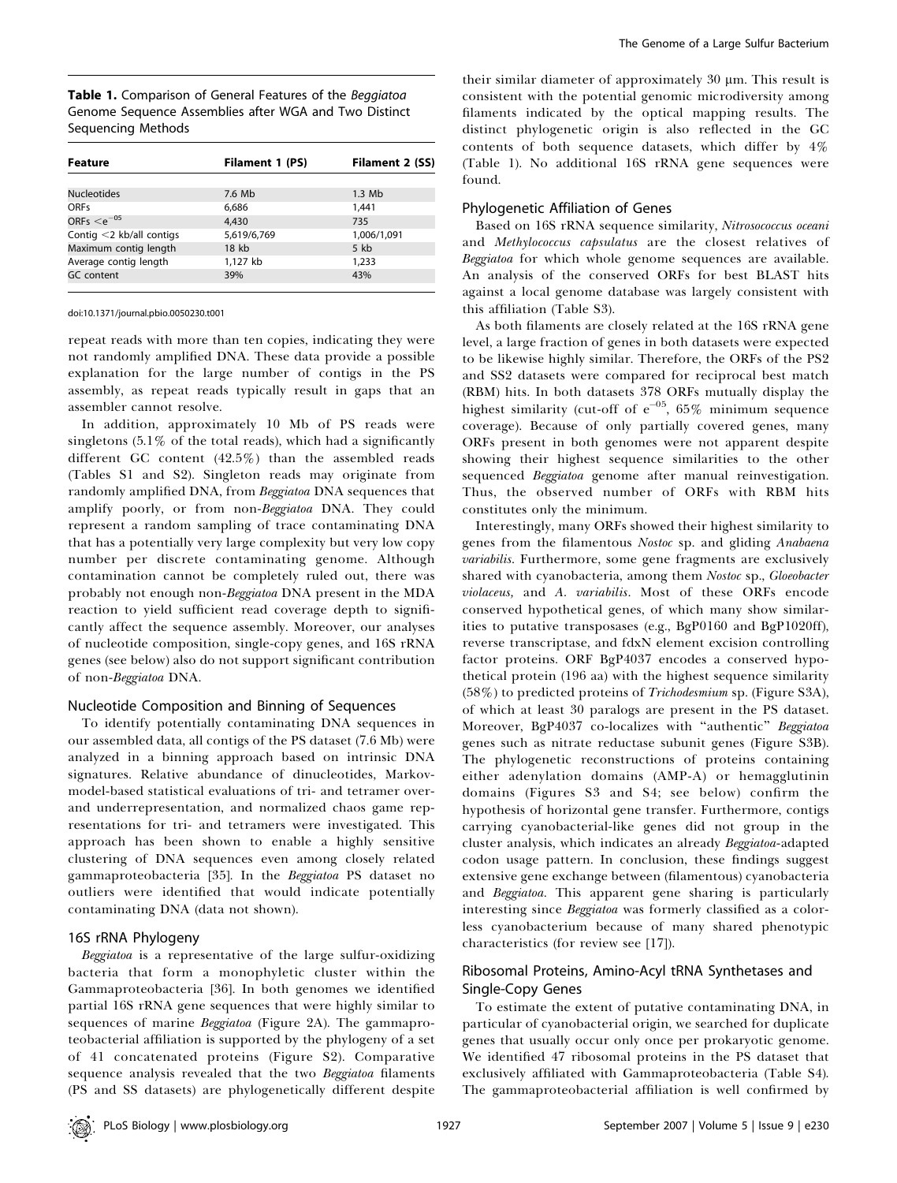**Table 1.** Comparison of General Features of the *Beggiatoa* Genome Sequence Assemblies after WGA and Two Distinct Sequencing Methods

| Feature | Filament 1 (PS) | Filament 2 (SS) |
| --- | --- | --- |
| Nucleotides | 7.6 Mb | 1.3 Mb |
| ORFs | 6,686 | 1,441 |
| ORFs $<e^{-05}$ | 4,430 | 735 |
| Contig <2 kb/all contigs | 5,619/6,769 | 1,006/1,091 |
| Maximum contig length | 18 kb | 5 kb |
| Average contig length | 1,127 kb | 1,233 |
| GC content | 39% | 43% |

doi:10.1371/journal.pbio.0050230.t001

repeat reads with more than ten copies, indicating they were not randomly amplified DNA. These data provide a possible explanation for the large number of contigs in the PS assembly, as repeat reads typically result in gaps that an assembler cannot resolve.

In addition, approximately 10 Mb of PS reads were singletons (5.1% of the total reads), which had a significantly different GC content (42.5%) than the assembled reads (Tables S1 and S2). Singleton reads may originate from randomly amplified DNA, from *Beggiatoa* DNA sequences that amplify poorly, or from non-*Beggiatoa* DNA. They could represent a random sampling of trace contaminating DNA that has a potentially very large complexity but very low copy number per discrete contaminating genome. Although contamination cannot be completely ruled out, there was probably not enough non-*Beggiatoa* DNA present in the MDA reaction to yield sufficient read coverage depth to significantly affect the sequence assembly. Moreover, our analyses of nucleotide composition, single-copy genes, and 16S rRNA genes (see below) also do not support significant contribution of non-*Beggiatoa* DNA.

## Nucleotide Composition and Binning of Sequences

To identify potentially contaminating DNA sequences in our assembled data, all contigs of the PS dataset (7.6 Mb) were analyzed in a binning approach based on intrinsic DNA signatures. Relative abundance of dinucleotides, Markov-model-based statistical evaluations of tri- and tetramer over- and underrepresentation, and normalized chaos game representations for tri- and tetramers were investigated. This approach has been shown to enable a highly sensitive clustering of DNA sequences even among closely related gammaproteobacteria [35]. In the *Beggiatoa* PS dataset no outliers were identified that would indicate potentially contaminating DNA (data not shown).

## 16S rRNA Phylogeny

*Beggiatoa* is a representative of the large sulfur-oxidizing bacteria that form a monophyletic cluster within the Gammaproteobacteria [36]. In both genomes we identified partial 16S rRNA gene sequences that were highly similar to sequences of marine *Beggiatoa* (Figure 2A). The gammaproteobacterial affiliation is supported by the phylogeny of a set of 41 concatenated proteins (Figure S2). Comparative sequence analysis revealed that the two *Beggiatoa* filaments (PS and SS datasets) are phylogenetically different despite their similar diameter of approximately 30 μm. This result is consistent with the potential genomic microdiversity among filaments indicated by the optical mapping results. The distinct phylogenetic origin is also reflected in the GC contents of both sequence datasets, which differ by 4% (Table 1). No additional 16S rRNA gene sequences were found.

## Phylogenetic Affiliation of Genes

Based on 16S rRNA sequence similarity, *Nitrosococcus oceani* and *Methylococcus capsulatus* are the closest relatives of *Beggiatoa* for which whole genome sequences are available. An analysis of the conserved ORFs for best BLAST hits against a local genome database was largely consistent with this affiliation (Table S3).

As both filaments are closely related at the 16S rRNA gene level, a large fraction of genes in both datasets were expected to be likewise highly similar. Therefore, the ORFs of the PS2 and SS2 datasets were compared for reciprocal best match (RBM) hits. In both datasets 378 ORFs mutually display the highest similarity (cut-off of $e^{-05}$, 65% minimum sequence coverage). Because of only partially covered genes, many ORFs present in both genomes were not apparent despite showing their highest sequence similarities to the other sequenced *Beggiatoa* genome after manual reinvestigation. Thus, the observed number of ORFs with RBM hits constitutes only the minimum.

Interestingly, many ORFs showed their highest similarity to genes from the filamentous *Nostoc* sp. and gliding *Anabaena variabilis*. Furthermore, some gene fragments are exclusively shared with cyanobacteria, among them *Nostoc* sp., *Gloeobacter violaceus,* and *A. variabilis*. Most of these ORFs encode conserved hypothetical genes, of which many show similarities to putative transposases (e.g., BgP0160 and BgP1020ff), reverse transcriptase, and fdxN element excision controlling factor proteins. ORF BgP4037 encodes a conserved hypothetical protein (196 aa) with the highest sequence similarity (58%) to predicted proteins of *Trichodesmium* sp. (Figure S3A), of which at least 30 paralogs are present in the PS dataset. Moreover, BgP4037 co-localizes with "authentic" *Beggiatoa* genes such as nitrate reductase subunit genes (Figure S3B). The phylogenetic reconstructions of proteins containing either adenylation domains (AMP-A) or hemagglutinin domains (Figures S3 and S4; see below) confirm the hypothesis of horizontal gene transfer. Furthermore, contigs carrying cyanobacterial-like genes did not group in the cluster analysis, which indicates an already *Beggiatoa*-adapted codon usage pattern. In conclusion, these findings suggest extensive gene exchange between (filamentous) cyanobacteria and *Beggiatoa*. This apparent gene sharing is particularly interesting since *Beggiatoa* was formerly classified as a colorless cyanobacterium because of many shared phenotypic characteristics (for review see [17]).

## Ribosomal Proteins, Amino-Acyl tRNA Synthetases and Single-Copy Genes

To estimate the extent of putative contaminating DNA, in particular of cyanobacterial origin, we searched for duplicate genes that usually occur only once per prokaryotic genome. We identified 47 ribosomal proteins in the PS dataset that exclusively affiliated with Gammaproteobacteria (Table S4). The gammaproteobacterial affiliation is well confirmed by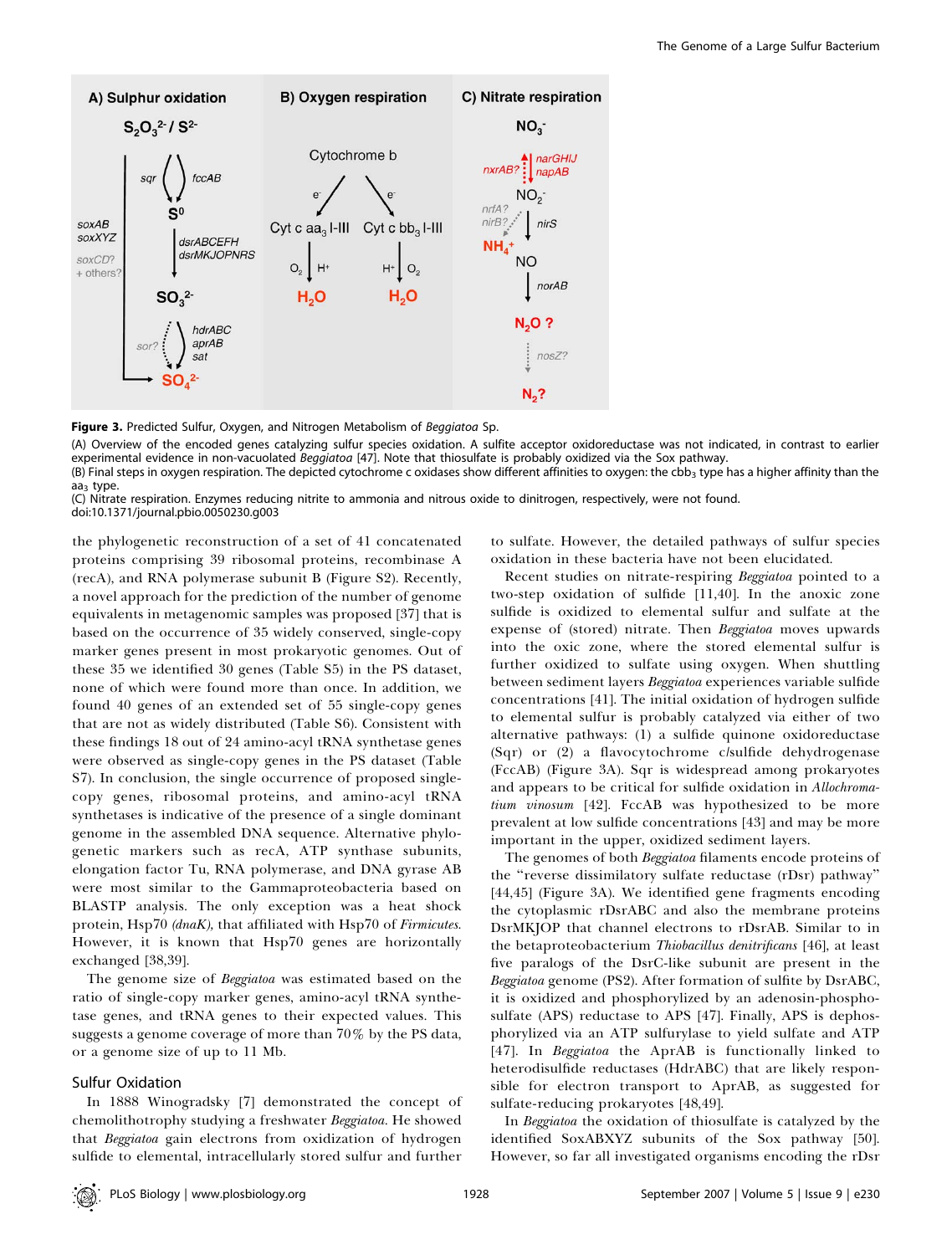**Figure 3.** Predicted Sulfur, Oxygen, and Nitrogen Metabolism of *Beggiatoa* Sp.

(A) Overview of the encoded genes catalyzing sulfur species oxidation. A sulfite acceptor oxidoreductase was not indicated, in contrast to earlier experimental evidence in non-vacuolated *Beggiatoa* [47]. Note that thiosulfate is probably oxidized via the Sox pathway.

(B) Final steps in oxygen respiration. The depicted cytochrome c oxidases show different affinities to oxygen: the $cbb_3$ type has a higher affinity than the $aa_3$ type.

(C) Nitrate respiration. Enzymes reducing nitrite to ammonia and nitrous oxide to dinitrogen, respectively, were not found.

doi:10.1371/journal.pbio.0050230.g003

the phylogenetic reconstruction of a set of 41 concatenated proteins comprising 39 ribosomal proteins, recombinase A (recA), and RNA polymerase subunit B (Figure S2). Recently, a novel approach for the prediction of the number of genome equivalents in metagenomic samples was proposed [37] that is based on the occurrence of 35 widely conserved, single-copy marker genes present in most prokaryotic genomes. Out of these 35 we identified 30 genes (Table S5) in the PS dataset, none of which were found more than once. In addition, we found 40 genes of an extended set of 55 single-copy genes that are not as widely distributed (Table S6). Consistent with these findings 18 out of 24 amino-acyl tRNA synthetase genes were observed as single-copy genes in the PS dataset (Table S7). In conclusion, the single occurrence of proposed single-copy genes, ribosomal proteins, and amino-acyl tRNA synthetases is indicative of the presence of a single dominant genome in the assembled DNA sequence. Alternative phylogenetic markers such as recA, ATP synthase subunits, elongation factor Tu, RNA polymerase, and DNA gyrase AB were most similar to the Gammaproteobacteria based on BLASTP analysis. The only exception was a heat shock protein, Hsp70 *(dnaK)*, that affiliated with Hsp70 of *Firmicutes*. However, it is known that Hsp70 genes are horizontally exchanged [38,39].

The genome size of *Beggiatoa* was estimated based on the ratio of single-copy marker genes, amino-acyl tRNA synthetase genes, and tRNA genes to their expected values. This suggests a genome coverage of more than 70% by the PS data, or a genome size of up to 11 Mb.

## Sulfur Oxidation

In 1888 Winogradsky [7] demonstrated the concept of chemolithotrophy studying a freshwater *Beggiatoa*. He showed that *Beggiatoa* gain electrons from oxidization of hydrogen sulfide to elemental, intracellularly stored sulfur and further to sulfate. However, the detailed pathways of sulfur species oxidation in these bacteria have not been elucidated.

Recent studies on nitrate-respiring *Beggiatoa* pointed to a two-step oxidation of sulfide [11,40]. In the anoxic zone sulfide is oxidized to elemental sulfur and sulfate at the expense of (stored) nitrate. Then *Beggiatoa* moves upwards into the oxic zone, where the stored elemental sulfur is further oxidized to sulfate using oxygen. When shuttling between sediment layers *Beggiatoa* experiences variable sulfide concentrations [41]. The initial oxidation of hydrogen sulfide to elemental sulfur is probably catalyzed via either of two alternative pathways: (1) a sulfide quinone oxidoreductase (Sqr) or (2) a flavocytochrome c/sulfide dehydrogenase (FccAB) (Figure 3A). Sqr is widespread among prokaryotes and appears to be critical for sulfide oxidation in *Allochromatium vinosum* [42]. FccAB was hypothesized to be more prevalent at low sulfide concentrations [43] and may be more important in the upper, oxidized sediment layers.

The genomes of both *Beggiatoa* filaments encode proteins of the "reverse dissimilatory sulfate reductase (rDsr) pathway" [44,45] (Figure 3A). We identified gene fragments encoding the cytoplasmic rDsrABC and also the membrane proteins DsrMKJOP that channel electrons to rDsrAB. Similar to in the betaproteobacterium *Thiobacillus denitrificans* [46], at least five paralogs of the DsrC-like subunit are present in the *Beggiatoa* genome (PS2). After formation of sulfite by DsrABC, it is oxidized and phosphorylized by an adenosin-phosphosulfate (APS) reductase to APS [47]. Finally, APS is dephosphorylized via an ATP sulfurylase to yield sulfate and ATP [47]. In *Beggiatoa* the AprAB is functionally linked to heterodisulfide reductases (HdrABC) that are likely responsible for electron transport to AprAB, as suggested for sulfate-reducing prokaryotes [48,49].

In *Beggiatoa* the oxidation of thiosulfate is catalyzed by the identified SoxABXYZ subunits of the Sox pathway [50]. However, so far all investigated organisms encoding the rDsr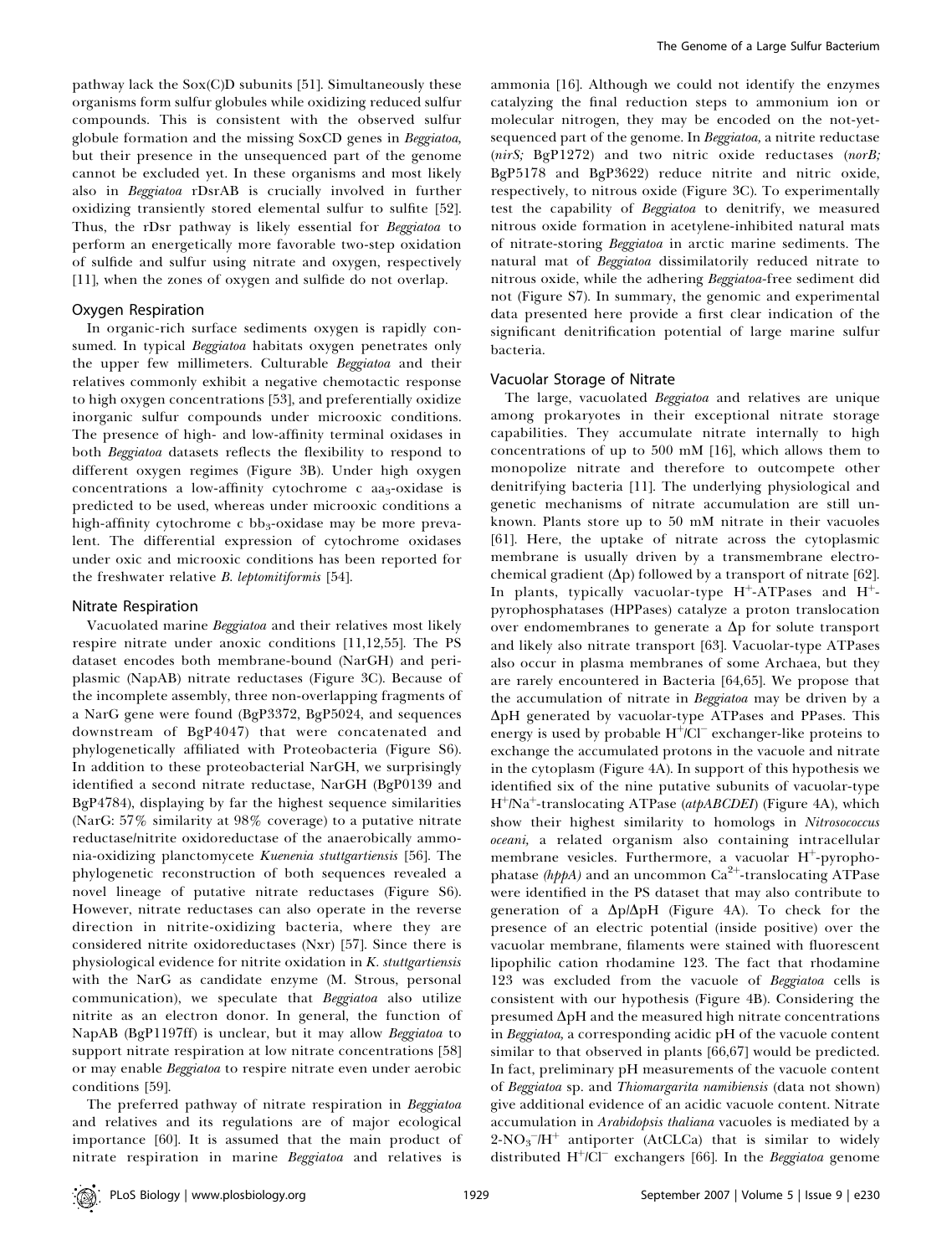pathway lack the Sox(C)D subunits [51]. Simultaneously these organisms form sulfur globules while oxidizing reduced sulfur compounds. This is consistent with the observed sulfur globule formation and the missing SoxCD genes in *Beggiatoa,* but their presence in the unsequenced part of the genome cannot be excluded yet. In these organisms and most likely also in *Beggiatoa* rDsrAB is crucially involved in further oxidizing transiently stored elemental sulfur to sulfite [52]. Thus, the rDsr pathway is likely essential for *Beggiatoa* to perform an energetically more favorable two-step oxidation of sulfide and sulfur using nitrate and oxygen, respectively [11], when the zones of oxygen and sulfide do not overlap.

## Oxygen Respiration

In organic-rich surface sediments oxygen is rapidly consumed. In typical *Beggiatoa* habitats oxygen penetrates only the upper few millimeters. Culturable *Beggiatoa* and their relatives commonly exhibit a negative chemotactic response to high oxygen concentrations [53], and preferentially oxidize inorganic sulfur compounds under microoxic conditions. The presence of high- and low-affinity terminal oxidases in both *Beggiatoa* datasets reflects the flexibility to respond to different oxygen regimes (Figure 3B). Under high oxygen concentrations a low-affinity cytochrome c $aa_3$-oxidase is predicted to be used, whereas under microoxic conditions a high-affinity cytochrome c $bb_3$-oxidase may be more prevalent. The differential expression of cytochrome oxidases under oxic and microoxic conditions has been reported for the freshwater relative *B. leptomitiformis* [54].

## Nitrate Respiration

Vacuolated marine *Beggiatoa* and their relatives most likely respire nitrate under anoxic conditions [11,12,55]. The PS dataset encodes both membrane-bound (NarGH) and periplasmic (NapAB) nitrate reductases (Figure 3C). Because of the incomplete assembly, three non-overlapping fragments of a NarG gene were found (BgP3372, BgP5024, and sequences downstream of BgP4047) that were concatenated and phylogenetically affiliated with Proteobacteria (Figure S6). In addition to these proteobacterial NarGH, we surprisingly identified a second nitrate reductase, NarGH (BgP0139 and BgP4784), displaying by far the highest sequence similarities (NarG: 57% similarity at 98% coverage) to a putative nitrate reductase/nitrite oxidoreductase of the anaerobically ammonia-oxidizing planctomycete *Kuenenia stuttgartiensis* [56]. The phylogenetic reconstruction of both sequences revealed a novel lineage of putative nitrate reductases (Figure S6). However, nitrate reductases can also operate in the reverse direction in nitrite-oxidizing bacteria, where they are considered nitrite oxidoreductases (Nxr) [57]. Since there is physiological evidence for nitrite oxidation in *K. stuttgartiensis* with the NarG as candidate enzyme (M. Strous, personal communication), we speculate that *Beggiatoa* also utilize nitrite as an electron donor. In general, the function of NapAB (BgP1197ff) is unclear, but it may allow *Beggiatoa* to support nitrate respiration at low nitrate concentrations [58] or may enable *Beggiatoa* to respire nitrate even under aerobic conditions [59].

The preferred pathway of nitrate respiration in *Beggiatoa* and relatives and its regulations are of major ecological importance [60]. It is assumed that the main product of nitrate respiration in marine *Beggiatoa* and relatives is ammonia [16]. Although we could not identify the enzymes catalyzing the final reduction steps to ammonium ion or molecular nitrogen, they may be encoded on the not-yet-sequenced part of the genome. In *Beggiatoa,* a nitrite reductase (*nirS;* BgP1272) and two nitric oxide reductases (*norB;* BgP5178 and BgP3622) reduce nitrite and nitric oxide, respectively, to nitrous oxide (Figure 3C). To experimentally test the capability of *Beggiatoa* to denitrify, we measured nitrous oxide formation in acetylene-inhibited natural mats of nitrate-storing *Beggiatoa* in arctic marine sediments. The natural mat of *Beggiatoa* dissimilatorily reduced nitrate to nitrous oxide, while the adhering *Beggiatoa*-free sediment did not (Figure S7). In summary, the genomic and experimental data presented here provide a first clear indication of the significant denitrification potential of large marine sulfur bacteria.

## Vacuolar Storage of Nitrate

The large, vacuolated *Beggiatoa* and relatives are unique among prokaryotes in their exceptional nitrate storage capabilities. They accumulate nitrate internally to high concentrations of up to 500 mM [16], which allows them to monopolize nitrate and therefore to outcompete other denitrifying bacteria [11]. The underlying physiological and genetic mechanisms of nitrate accumulation are still unknown. Plants store up to 50 mM nitrate in their vacuoles [61]. Here, the uptake of nitrate across the cytoplasmic membrane is usually driven by a transmembrane electrochemical gradient ($\Delta p$) followed by a transport of nitrate [62]. In plants, typically vacuolar-type $H^+$-ATPases and $H^+$-pyrophosphatases (HPPases) catalyze a proton translocation over endomembranes to generate a $\Delta p$ for solute transport and likely also nitrate transport [63]. Vacuolar-type ATPases also occur in plasma membranes of some Archaea, but they are rarely encountered in Bacteria [64,65]. We propose that the accumulation of nitrate in *Beggiatoa* may be driven by a $\Delta pH$ generated by vacuolar-type ATPases and PPases. This energy is used by probable $H^+/Cl^-$ exchanger-like proteins to exchange the accumulated protons in the vacuole and nitrate in the cytoplasm (Figure 4A). In support of this hypothesis we identified six of the nine putative subunits of vacuolar-type $H^+/Na^+$-translocating ATPase (*atpABCDEI*) (Figure 4A), which show their highest similarity to homologs in *Nitrosococcus oceani,* a related organism also containing intracellular membrane vesicles. Furthermore, a vacuolar $H^+$-pyrophosphatase *(hppA)* and an uncommon $Ca^{2+}$-translocating ATPase were identified in the PS dataset that may also contribute to generation of a $\Delta p/\Delta pH$ (Figure 4A). To check for the presence of an electric potential (inside positive) over the vacuolar membrane, filaments were stained with fluorescent lipophilic cation rhodamine 123. The fact that rhodamine 123 was excluded from the vacuole of *Beggiatoa* cells is consistent with our hypothesis (Figure 4B). Considering the presumed $\Delta pH$ and the measured high nitrate concentrations in *Beggiatoa,* a corresponding acidic pH of the vacuole content similar to that observed in plants [66,67] would be predicted. In fact, preliminary pH measurements of the vacuole content of *Beggiatoa* sp. and *Thiomargarita namibiensis* (data not shown) give additional evidence of an acidic vacuole content. Nitrate accumulation in *Arabidopsis thaliana* vacuoles is mediated by a $2\text{-}NO_3^-/H^+$ antiporter (AtCLCa) that is similar to widely distributed $H^+/Cl^-$ exchangers [66]. In the *Beggiatoa* genome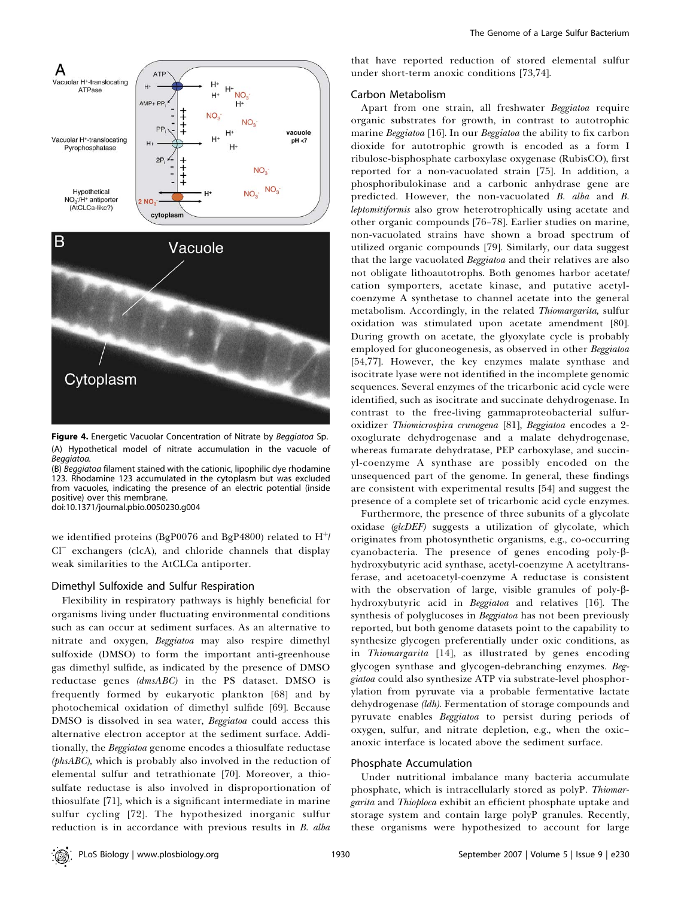**Figure 4.** Energetic Vacuolar Concentration of Nitrate by *Beggiatoa* Sp.

(A) Hypothetical model of nitrate accumulation in the vacuole of *Beggiatoa*.

(B) *Beggiatoa* filament stained with the cationic, lipophilic dye rhodamine 123. Rhodamine 123 accumulated in the cytoplasm but was excluded from vacuoles, indicating the presence of an electric potential (inside positive) over this membrane.

doi:10.1371/journal.pbio.0050230.g004

we identified proteins (BgP0076 and BgP4800) related to $H^+$/$Cl^-$ exchangers (clcA), and chloride channels that display weak similarities to the AtCLCa antiporter.

### Dimethyl Sulfoxide and Sulfur Respiration

Flexibility in respiratory pathways is highly beneficial for organisms living under fluctuating environmental conditions such as can occur at sediment surfaces. As an alternative to nitrate and oxygen, *Beggiatoa* may also respire dimethyl sulfoxide (DMSO) to form the important anti-greenhouse gas dimethyl sulfide, as indicated by the presence of DMSO reductase genes *(dmsABC)* in the PS dataset. DMSO is frequently formed by eukaryotic plankton [68] and by photochemical oxidation of dimethyl sulfide [69]. Because DMSO is dissolved in sea water, *Beggiatoa* could access this alternative electron acceptor at the sediment surface. Additionally, the *Beggiatoa* genome encodes a thiosulfate reductase *(phsABC)*, which is probably also involved in the reduction of elemental sulfur and tetrathionate [70]. Moreover, a thiosulfate reductase is also involved in disproportionation of thiosulfate [71], which is a significant intermediate in marine sulfur cycling [72]. The hypothesized inorganic sulfur reduction is in accordance with previous results in *B. alba* that have reported reduction of stored elemental sulfur under short-term anoxic conditions [73,74].

### Carbon Metabolism

Apart from one strain, all freshwater *Beggiatoa* require organic substrates for growth, in contrast to autotrophic marine *Beggiatoa* [16]. In our *Beggiatoa* the ability to fix carbon dioxide for autotrophic growth is encoded as a form I ribulose-bisphosphate carboxylase oxygenase (RubisCO), first reported for a non-vacuolated strain [75]. In addition, a phosphoribulokinase and a carbonic anhydrase gene are predicted. However, the non-vacuolated *B. alba* and *B. leptomitiformis* also grow heterotrophically using acetate and other organic compounds [76–78]. Earlier studies on marine, non-vacuolated strains have shown a broad spectrum of utilized organic compounds [79]. Similarly, our data suggest that the large vacuolated *Beggiatoa* and their relatives are also not obligate lithoautotrophs. Both genomes harbor acetate/cation symporters, acetate kinase, and putative acetyl-coenzyme A synthetase to channel acetate into the general metabolism. Accordingly, in the related *Thiomargarita*, sulfur oxidation was stimulated upon acetate amendment [80]. During growth on acetate, the glyoxylate cycle is probably employed for gluconeogenesis, as observed in other *Beggiatoa* [54,77]. However, the key enzymes malate synthase and isocitrate lyase were not identified in the incomplete genomic sequences. Several enzymes of the tricarbonic acid cycle were identified, such as isocitrate and succinate dehydrogenase. In contrast to the free-living gammaproteobacterial sulfur-oxidizer *Thiomicrospira crunogena* [81], *Beggiatoa* encodes a 2-oxoglurate dehydrogenase and a malate dehydrogenase, whereas fumarate dehydratase, PEP carboxylase, and succinyl-coenzyme A synthase are possibly encoded on the unsequenced part of the genome. In general, these findings are consistent with experimental results [54] and suggest the presence of a complete set of tricarbonic acid cycle enzymes.

Furthermore, the presence of three subunits of a glycolate oxidase *(glcDEF)* suggests a utilization of glycolate, which originates from photosynthetic organisms, e.g., co-occurring cyanobacteria. The presence of genes encoding poly-β-hydroxybutyric acid synthase, acetyl-coenzyme A acetyltransferase, and acetoacetyl-coenzyme A reductase is consistent with the observation of large, visible granules of poly-β-hydroxybutyric acid in *Beggiatoa* and relatives [16]. The synthesis of polyglucoses in *Beggiatoa* has not been previously reported, but both genome datasets point to the capability to synthesize glycogen preferentially under oxic conditions, as in *Thiomargarita* [14], as illustrated by genes encoding glycogen synthase and glycogen-debranching enzymes. *Beggiatoa* could also synthesize ATP via substrate-level phosphorylation from pyruvate via a probable fermentative lactate dehydrogenase *(ldh)*. Fermentation of storage compounds and pyruvate enables *Beggiatoa* to persist during periods of oxygen, sulfur, and nitrate depletion, e.g., when the oxic–anoxic interface is located above the sediment surface.

### Phosphate Accumulation

Under nutritional imbalance many bacteria accumulate phosphate, which is intracellularly stored as polyP. *Thiomargarita* and *Thioploca* exhibit an efficient phosphate uptake and storage system and contain large polyP granules. Recently, these organisms were hypothesized to account for large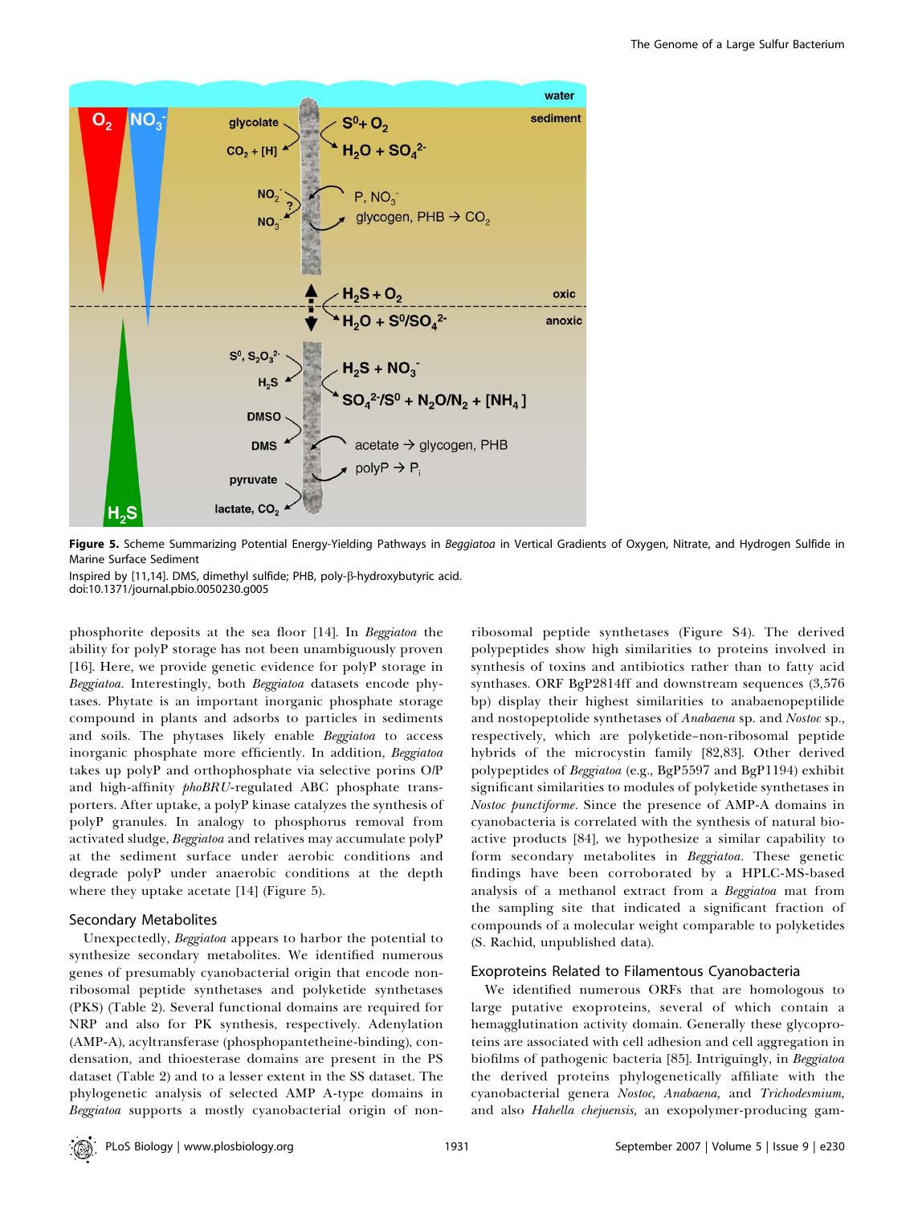**Figure 5.** Scheme Summarizing Potential Energy-Yielding Pathways in *Beggiatoa* in Vertical Gradients of Oxygen, Nitrate, and Hydrogen Sulfide in Marine Surface Sediment

Inspired by [11,14]. DMS, dimethyl sulfide; PHB, poly-β-hydroxybutyric acid.
doi:10.1371/journal.pbio.0050230.g005

phosphorite deposits at the sea floor [14]. In *Beggiatoa* the ability for polyP storage has not been unambiguously proven [16]. Here, we provide genetic evidence for polyP storage in *Beggiatoa*. Interestingly, both *Beggiatoa* datasets encode phytases. Phytate is an important inorganic phosphate storage compound in plants and adsorbs to particles in sediments and soils. The phytases likely enable *Beggiatoa* to access inorganic phosphate more efficiently. In addition, *Beggiatoa* takes up polyP and orthophosphate via selective porins O/P and high-affinity *phoBRU*-regulated ABC phosphate transporters. After uptake, a polyP kinase catalyzes the synthesis of polyP granules. In analogy to phosphorus removal from activated sludge, *Beggiatoa* and relatives may accumulate polyP at the sediment surface under aerobic conditions and degrade polyP under anaerobic conditions at the depth where they uptake acetate [14] (Figure 5).

## Secondary Metabolites

Unexpectedly, *Beggiatoa* appears to harbor the potential to synthesize secondary metabolites. We identified numerous genes of presumably cyanobacterial origin that encode non-ribosomal peptide synthetases and polyketide synthetases (PKS) (Table 2). Several functional domains are required for NRP and also for PK synthesis, respectively. Adenylation (AMP-A), acyltransferase (phosphopantetheine-binding), condensation, and thioesterase domains are present in the PS dataset (Table 2) and to a lesser extent in the SS dataset. The phylogenetic analysis of selected AMP A-type domains in *Beggiatoa* supports a mostly cyanobacterial origin of non-ribosomal peptide synthetases (Figure S4). The derived polypeptides show high similarities to proteins involved in synthesis of toxins and antibiotics rather than to fatty acid synthases. ORF BgP2814ff and downstream sequences (3,576 bp) display their highest similarities to anabaenopeptilide and nostopeptolide synthetases of *Anabaena* sp. and *Nostoc* sp., respectively, which are polyketide–non-ribosomal peptide hybrids of the microcystin family [82,83]. Other derived polypeptides of *Beggiatoa* (e.g., BgP5597 and BgP1194) exhibit significant similarities to modules of polyketide synthetases in *Nostoc punctiforme*. Since the presence of AMP-A domains in cyanobacteria is correlated with the synthesis of natural bioactive products [84], we hypothesize a similar capability to form secondary metabolites in *Beggiatoa*. These genetic findings have been corroborated by a HPLC-MS-based analysis of a methanol extract from a *Beggiatoa* mat from the sampling site that indicated a significant fraction of compounds of a molecular weight comparable to polyketides (S. Rachid, unpublished data).

## Exoproteins Related to Filamentous Cyanobacteria

We identified numerous ORFs that are homologous to large putative exoproteins, several of which contain a hemagglutination activity domain. Generally these glycoproteins are associated with cell adhesion and cell aggregation in biofilms of pathogenic bacteria [85]. Intriguingly, in *Beggiatoa* the derived proteins phylogenetically affiliate with the cyanobacterial genera *Nostoc, Anabaena,* and *Trichodesmium,* and also *Hahella chejuensis,* an exopolymer-producing gam-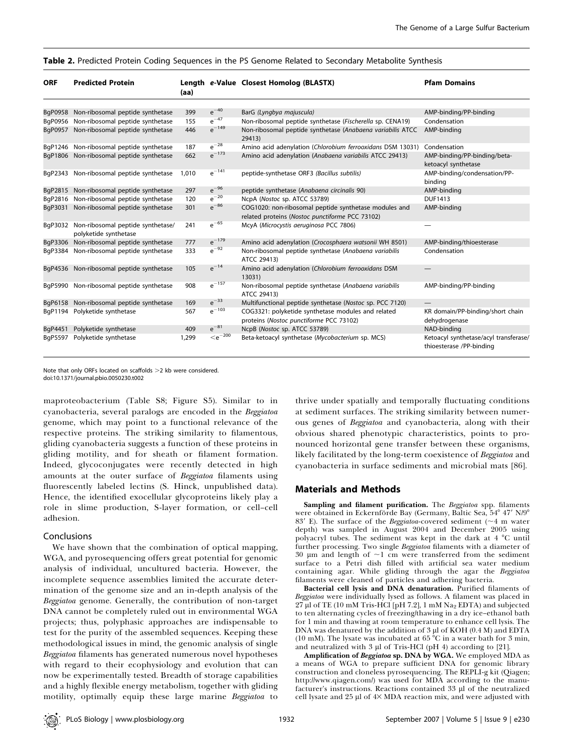**Table 2.** Predicted Protein Coding Sequences in the PS Genome Related to Secondary Metabolite Synthesis

| ORF | Predicted Protein | Length (aa) | e-Value | Closest Homolog (BLASTX) | Pfam Domains |
|---|---|---|---|---|---|
| BgP0958 | Non-ribosomal peptide synthetase | 399 | $e^{-40}$ | BarG (*Lyngbya majuscula*) | AMP-binding/PP-binding |
| BgP0956 | Non-ribosomal peptide synthetase | 155 | $e^{-47}$ | Non-ribosomal peptide synthetase (*Fischerella* sp. CENA19) | Condensation |
| BgP0957 | Non-ribosomal peptide synthetase | 446 | $e^{-149}$ | Non-ribosomal peptide synthetase (*Anabaena variabilis* ATCC 29413) | AMP-binding |
| BgP1246 | Non-ribosomal peptide synthetase | 187 | $e^{-28}$ | Amino acid adenylation (*Chlorobium ferrooxidans* DSM 13031) | Condensation |
| BgP1806 | Non-ribosomal peptide synthetase | 662 | $e^{-173}$ | Amino acid adenylation (*Anabaena variabilis* ATCC 29413) | AMP-binding/PP-binding/beta-ketoacyl synthetase |
| BgP2343 | Non-ribosomal peptide synthetase | 1,010 | $e^{-141}$ | peptide-synthetase ORF3 (*Bacillus subtilis*) | AMP-binding/condensation/PP-binding |
| BgP2815 | Non-ribosomal peptide synthetase | 297 | $e^{-96}$ | peptide synthetase (*Anabaena circinalis* 90) | AMP-binding |
| BgP2816 | Non-ribosomal peptide synthetase | 120 | $e^{-20}$ | NcpA (*Nostoc* sp. ATCC 53789) | DUF1413 |
| BgP3031 | Non-ribosomal peptide synthetase | 301 | $e^{-86}$ | COG1020: non-ribosomal peptide synthetase modules and related proteins (*Nostoc punctiforme* PCC 73102) | AMP-binding |
| BgP3032 | Non-ribosomal peptide synthetase/ polyketide synthetase | 241 | $e^{-65}$ | McyA (*Microcystis aeruginosa* PCC 7806) | — |
| BgP3306 | Non-ribosomal peptide synthetase | 777 | $e^{-179}$ | Amino acid adenylation (*Crocosphaera watsonii* WH 8501) | AMP-binding/thioesterase |
| BgP3384 | Non-ribosomal peptide synthetase | 333 | $e^{-92}$ | Non-ribosomal peptide synthetase (*Anabaena variabilis* ATCC 29413) | Condensation |
| BgP4536 | Non-ribosomal peptide synthetase | 105 | $e^{-14}$ | Amino acid adenylation (*Chlorobium ferrooxidans* DSM 13031) | — |
| BgP5990 | Non-ribosomal peptide synthetase | 908 | $e^{-157}$ | Non-ribosomal peptide synthetase (*Anabaena variabilis* ATCC 29413) | AMP-binding/PP-binding |
| BgP6158 | Non-ribosomal peptide synthetase | 169 | $e^{-33}$ | Multifunctional peptide synthetase (*Nostoc* sp. PCC 7120) | — |
| BgP1194 | Polyketide synthetase | 567 | $e^{-103}$ | COG3321: polyketide synthetase modules and related proteins (*Nostoc punctiforme* PCC 73102) | KR domain/PP-binding/short chain dehydrogenase |
| BgP4451 | Polyketide synthetase | 409 | $e^{-81}$ | NcpB (*Nostoc* sp. ATCC 53789) | NAD-binding |
| BgP5597 | Polyketide synthetase | 1,299 | $<e^{-200}$ | Beta-ketoacyl synthetase (*Mycobacterium* sp. MCS) | Ketoacyl synthetase/acyl transferase/ thioesterase /PP-binding |

Note that only ORFs located on scaffolds >2 kb were considered.
doi:10.1371/journal.pbio.0050230.t002

maproteobacterium (Table S8; Figure S5). Similar to in cyanobacteria, several paralogs are encoded in the *Beggiatoa* genome, which may point to a functional relevance of the respective proteins. The striking similarity to filamentous, gliding cyanobacteria suggests a function of these proteins in gliding motility, and for sheath or filament formation. Indeed, glycoconjugates were recently detected in high amounts at the outer surface of *Beggiatoa* filaments using fluorescently labeled lectins (S. Hinck, unpublished data). Hence, the identified exocellular glycoproteins likely play a role in slime production, S-layer formation, or cell–cell adhesion.

## Conclusions

We have shown that the combination of optical mapping, WGA, and pyrosequencing offers great potential for genomic analysis of individual, uncultured bacteria. However, the incomplete sequence assemblies limited the accurate determination of the genome size and an in-depth analysis of the *Beggiatoa* genome. Generally, the contribution of non-target DNA cannot be completely ruled out in environmental WGA projects; thus, polyphasic approaches are indispensable to test for the purity of the assembled sequences. Keeping these methodological issues in mind, the genomic analysis of single *Beggiatoa* filaments has generated numerous novel hypotheses with regard to their ecophysiology and evolution that can now be experimentally tested. Breadth of storage capabilities and a highly flexible energy metabolism, together with gliding motility, optimally equip these large marine *Beggiatoa* to thrive under spatially and temporally fluctuating conditions at sediment surfaces. The striking similarity between numerous genes of *Beggiatoa* and cyanobacteria, along with their obvious shared phenotypic characteristics, points to pronounced horizontal gene transfer between these organisms, likely facilitated by the long-term coexistence of *Beggiatoa* and cyanobacteria in surface sediments and microbial mats [86].

## Materials and Methods

**Sampling and filament purification.** The *Beggiatoa* spp. filaments were obtained in Eckernförde Bay (Germany, Baltic Sea, 54° 47′ N/9° 83′ E). The surface of the *Beggiatoa*-covered sediment (~4 m water depth) was sampled in August 2004 and December 2005 using polyacryl tubes. The sediment was kept in the dark at 4 °C until further processing. Two single *Beggiatoa* filaments with a diameter of 30 μm and length of ~1 cm were transferred from the sediment surface to a Petri dish filled with artificial sea water medium containing agar. While gliding through the agar the *Beggiatoa* filaments were cleaned of particles and adhering bacteria.

**Bacterial cell lysis and DNA denaturation.** Purified filaments of *Beggiatoa* were individually lysed as follows. A filament was placed in 27 μl of TE (10 mM Tris-HCl [pH 7.2], 1 mM $Na_2$ EDTA) and subjected to ten alternating cycles of freezing/thawing in a dry ice–ethanol bath for 1 min and thawing at room temperature to enhance cell lysis. The DNA was denatured by the addition of 3 μl of KOH (0.4 M) and EDTA (10 mM). The lysate was incubated at 65 °C in a water bath for 3 min, and neutralized with 3 μl of Tris-HCl (pH 4) according to [21].

**Amplification of *Beggiatoa* sp. DNA by WGA.** We employed MDA as a means of WGA to prepare sufficient DNA for genomic library construction and cloneless pyrosequencing. The REPLI-g kit (Qiagen; http://www.qiagen.com/) was used for MDA according to the manufacturer's instructions. Reactions contained 33 μl of the neutralized cell lysate and 25 μl of 4× MDA reaction mix, and were adjusted with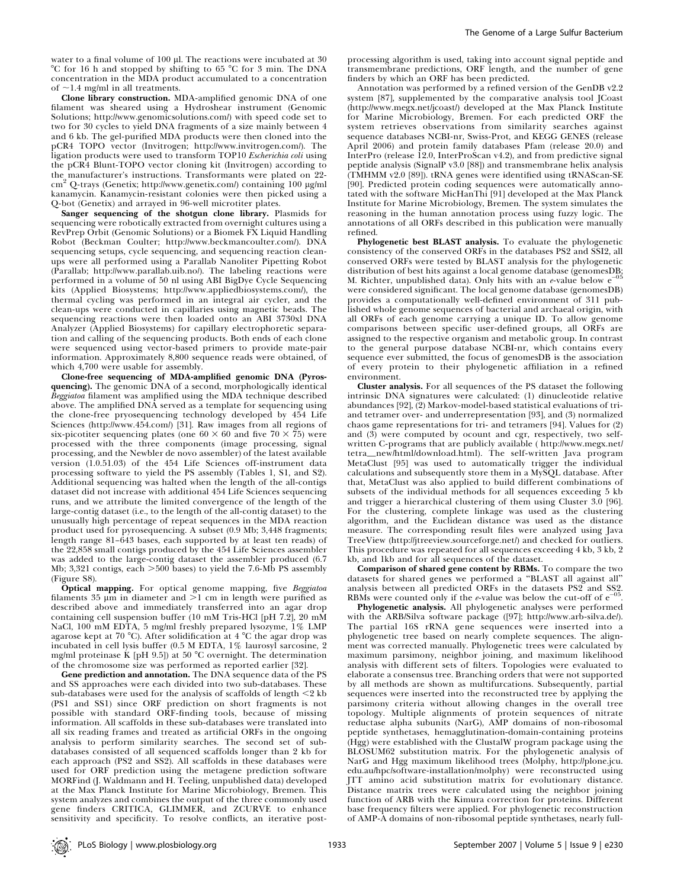water to a final volume of 100 µl. The reactions were incubated at 30 °C for 16 h and stopped by shifting to 65 °C for 3 min. The DNA concentration in the MDA product accumulated to a concentration of ~1.4 mg/ml in all treatments.

**Clone library construction.** MDA-amplified genomic DNA of one filament was sheared using a Hydroshear instrument (Genomic Solutions; http://www.genomicsolutions.com/) with speed code set to two for 30 cycles to yield DNA fragments of a size mainly between 4 and 6 kb. The gel-purified MDA products were then cloned into the pCR4 TOPO vector (Invitrogen; http://www.invitrogen.com/). The ligation products were used to transform TOP10 *Escherichia coli* using the pCR4 Blunt-TOPO vector cloning kit (Invitrogen) according to the manufacturer's instructions. Transformants were plated on 22-cm$^2$ Q-trays (Genetix; http://www.genetix.com/) containing 100 µg/ml kanamycin. Kanamycin-resistant colonies were then picked using a Q-bot (Genetix) and arrayed in 96-well microtiter plates.

**Sanger sequencing of the shotgun clone library.** Plasmids for sequencing were robotically extracted from overnight cultures using a RevPrep Orbit (Genomic Solutions) or a Biomek FX Liquid Handling Robot (Beckman Coulter; http://www.beckmancoulter.com/). DNA sequencing setups, cycle sequencing, and sequencing reaction clean-ups were all performed using a Parallab Nanoliter Pipetting Robot (Parallab; http://www.parallab.uib.no/). The labeling reactions were performed in a volume of 50 nl using ABI BigDye Cycle Sequencing kits (Applied Biosystems; http://www.appliedbiosystems.com/), the thermal cycling was performed in an integral air cycler, and the clean-ups were conducted in capillaries using magnetic beads. The sequencing reactions were then loaded onto an ABI 3730xl DNA Analyzer (Applied Biosystems) for capillary electrophoretic separation and calling of the sequencing products. Both ends of each clone were sequenced using vector-based primers to provide mate-pair information. Approximately 8,800 sequence reads were obtained, of which 4,700 were usable for assembly.

**Clone-free sequencing of MDA-amplified genomic DNA (Pyrosequencing).** The genomic DNA of a second, morphologically identical *Beggiatoa* filament was amplified using the MDA technique described above. The amplified DNA served as a template for sequencing using the clone-free pryosequencing technology developed by 454 Life Sciences (http://www.454.com/) [31]. Raw images from all regions of six-picotiter sequencing plates (one 60 × 60 and five 70 × 75) were processed with the three components (image processing, signal processing, and the Newbler de novo assembler) of the latest available version (1.0.51.03) of the 454 Life Sciences off-instrument data processing software to yield the PS assembly (Tables 1, S1, and S2). Additional sequencing was halted when the length of the all-contigs dataset did not increase with additional 454 Life Sciences sequencing runs, and we attribute the limited convergence of the length of the large-contig dataset (i.e., to the length of the all-contig dataset) to the unusually high percentage of repeat sequences in the MDA reaction product used for pyrosequencing. A subset (0.9 Mb; 3,448 fragments; length range 81–643 bases, each supported by at least ten reads) of the 22,858 small contigs produced by the 454 Life Sciences assembler was added to the large-contig dataset the assembler produced (6.7 Mb; 3,321 contigs, each >500 bases) to yield the 7.6-Mb PS assembly (Figure S8).

**Optical mapping.** For optical genome mapping, five *Beggiatoa* filaments 35 µm in diameter and >1 cm in length were purified as described above and immediately transferred into an agar drop containing cell suspension buffer (10 mM Tris-HCl [pH 7.2], 20 mM NaCl, 100 mM EDTA, 5 mg/ml freshly prepared lysozyme, 1% LMP agarose kept at 70 °C). After solidification at 4 °C the agar drop was incubated in cell lysis buffer (0.5 M EDTA, 1% laurosyl sarcosine, 2 mg/ml proteinase K [pH 9.5]) at 50 °C overnight. The determination of the chromosome size was performed as reported earlier [32].

**Gene prediction and annotation.** The DNA sequence data of the PS and SS approaches were each divided into two sub-databases. These sub-databases were used for the analysis of scaffolds of length <2 kb (PS1 and SS1) since ORF prediction on short fragments is not possible with standard ORF-finding tools, because of missing information. All scaffolds in these sub-databases were translated into all six reading frames and treated as artificial ORFs in the ongoing analysis to perform similarity searches. The second set of sub-databases consisted of all sequenced scaffolds longer than 2 kb for each approach (PS2 and SS2). All scaffolds in these databases were used for ORF prediction using the metagene prediction software MORFind (J. Waldmann and H. Teeling, unpublished data) developed at the Max Planck Institute for Marine Microbiology, Bremen. This system analyzes and combines the output of the three commonly used gene finders CRITICA, GLIMMER, and ZCURVE to enhance sensitivity and specificity. To resolve conflicts, an iterative post-processing algorithm is used, taking into account signal peptide and transmembrane predictions, ORF length, and the number of gene finders by which an ORF has been predicted.

Annotation was performed by a refined version of the GenDB v2.2 system [87], supplemented by the comparative analysis tool JCoast (http://www.megx.net/jcoast/) developed at the Max Planck Institute for Marine Microbiology, Bremen. For each predicted ORF the system retrieves observations from similarity searches against sequence databases NCBI-nr, Swiss-Prot, and KEGG GENES (release April 2006) and protein family databases Pfam (release 20.0) and InterPro (release 12.0, InterProScan v4.2), and from predictive signal peptide analysis (SignalP v3.0 [88]) and transmembrane helix analysis (TMHMM v2.0 [89]). tRNA genes were identified using tRNAScan-SE [90]. Predicted protein coding sequences were automatically annotated with the software MicHanThi [91] developed at the Max Planck Institute for Marine Microbiology, Bremen. The system simulates the reasoning in the human annotation process using fuzzy logic. The annotations of all ORFs described in this publication were manually refined.

**Phylogenetic best BLAST analysis.** To evaluate the phylogenetic consistency of the conserved ORFs in the databases PS2 and SSI2, all conserved ORFs were tested by BLAST analysis for the phylogenetic distribution of best hits against a local genome database (genomesDB; M. Richter, unpublished data). Only hits with an *e*-value below $e^{-05}$ were considered significant. The local genome database (genomesDB) provides a computationally well-defined environment of 311 published whole genome sequences of bacterial and archaeal origin, with all ORFs of each genome carrying a unique ID. To allow genome comparisons between specific user-defined groups, all ORFs are assigned to the respective organism and metabolic group. In contrast to the general purpose database NCBI-nr, which contains every sequence ever submitted, the focus of genomesDB is the association of every protein to their phylogenetic affiliation in a refined environment.

**Cluster analysis.** For all sequences of the PS dataset the following intrinsic DNA signatures were calculated: (1) dinucleotide relative abundances [92], (2) Markov-model-based statistical evaluations of tri- and tetramer over- and underrepresentation [93], and (3) normalized chaos game representations for tri- and tetramers [94]. Values for (2) and (3) were computed by ocount and cgr, respectively, two self-written C-programs that are publicly available ( http://www.megx.net/tetra__new/html/download.html). The self-written Java program MetaClust [95] was used to automatically trigger the individual calculations and subsequently store them in a MySQL database. After that, MetaClust was also applied to build different combinations of subsets of the individual methods for all sequences exceeding 5 kb and trigger a hierarchical clustering of them using Cluster 3.0 [96]. For the clustering, complete linkage was used as the clustering algorithm, and the Euclidean distance was used as the distance measure. The corresponding result files were analyzed using Java TreeView (http://jtreeview.sourceforge.net/) and checked for outliers. This procedure was repeated for all sequences exceeding 4 kb, 3 kb, 2 kb, and 1kb and for all sequences of the dataset.

**Comparison of shared gene content by RBMs.** To compare the two datasets for shared genes we performed a "BLAST all against all" analysis between all predicted ORFs in the datasets PS2 and SS2. RBMs were counted only if the *e*-value was below the cut-off of $e^{-05}$.

**Phylogenetic analysis.** All phylogenetic analyses were performed with the ARB/Silva software package ([97]; http://www.arb-silva.de/). The partial 16S rRNA gene sequences were inserted into a phylogenetic tree based on nearly complete sequences. The alignment was corrected manually. Phylogenetic trees were calculated by maximum parsimony, neighbor joining, and maximum likelihood analysis with different sets of filters. Topologies were evaluated to elaborate a consensus tree. Branching orders that were not supported by all methods are shown as multifurcations. Subsequently, partial sequences were inserted into the reconstructed tree by applying the parsimony criteria without allowing changes in the overall tree topology. Multiple alignments of protein sequences of nitrate reductase alpha subunits (NarG), AMP domains of non-ribosomal peptide synthetases, hemagglutination-domain-containing proteins (Hgg) were established with the ClustalW program package using the BLOSUM62 substitution matrix. For the phylogenetic analysis of NarG and Hgg maximum likelihood trees (Molphy, http://plone.jcu.edu.au/hpc/software-installation/molphy) were reconstructed using JTT amino acid substitution matrix for evolutionary distance. Distance matrix trees were calculated using the neighbor joining function of ARB with the Kimura correction for proteins. Different base frequency filters were applied. For phylogenetic reconstruction of AMP-A domains of non-ribosomal peptide synthetases, nearly full-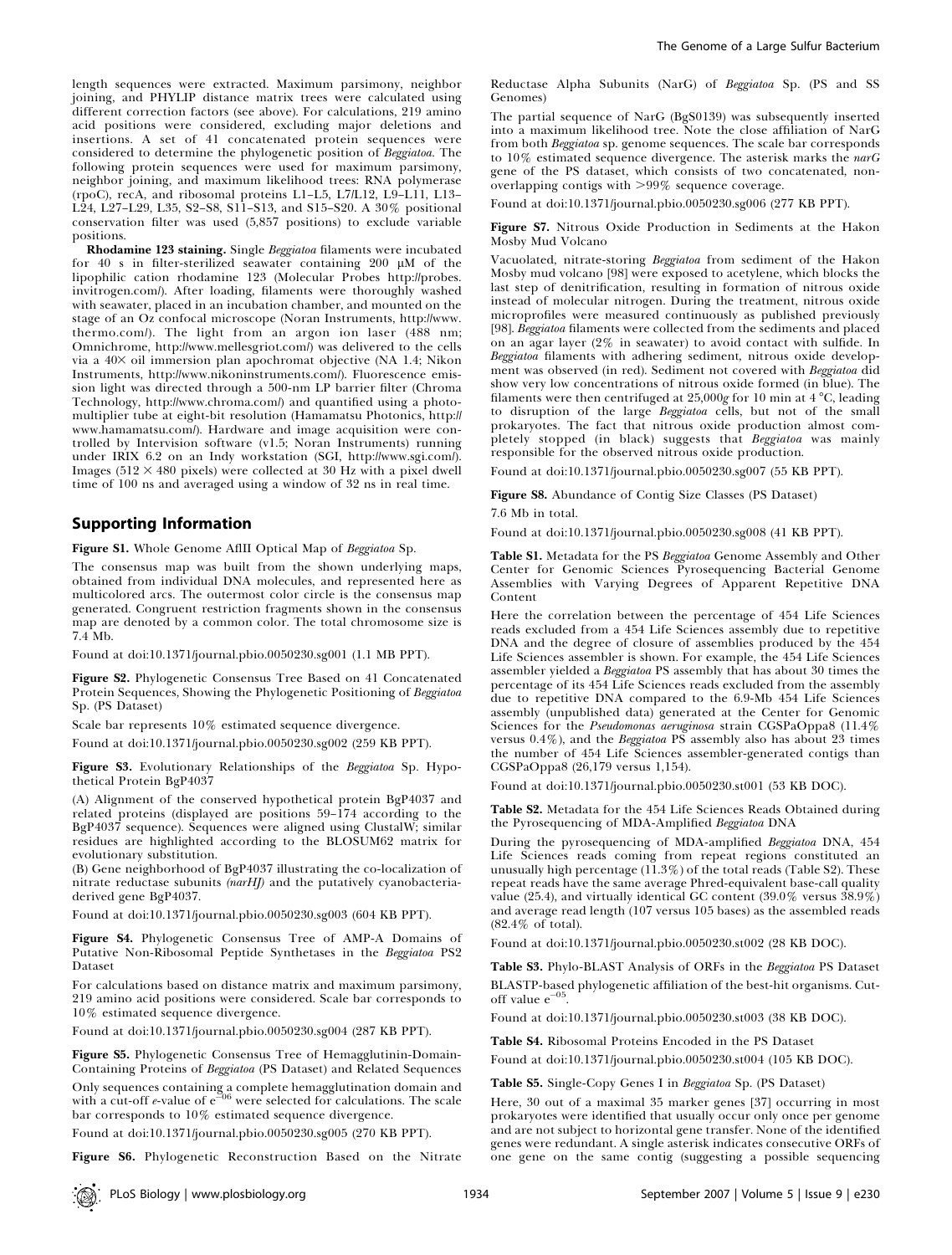length sequences were extracted. Maximum parsimony, neighbor joining, and PHYLIP distance matrix trees were calculated using different correction factors (see above). For calculations, 219 amino acid positions were considered, excluding major deletions and insertions. A set of 41 concatenated protein sequences were considered to determine the phylogenetic position of *Beggiatoa*. The following protein sequences were used for maximum parsimony, neighbor joining, and maximum likelihood trees: RNA polymerase (rpoC), recA, and ribosomal proteins L1–L5, L7/L12, L9–L11, L13–L24, L27–L29, L35, S2–S8, S11–S13, and S15–S20. A 30% positional conservation filter was used (5,857 positions) to exclude variable positions.

**Rhodamine 123 staining.** Single *Beggiatoa* filaments were incubated for 40 s in filter-sterilized seawater containing 200 μM of the lipophilic cation rhodamine 123 (Molecular Probes http://probes.invitrogen.com/). After loading, filaments were thoroughly washed with seawater, placed in an incubation chamber, and mounted on the stage of an Oz confocal microscope (Noran Instruments, http://www.thermo.com/). The light from an argon ion laser (488 nm; Omnichrome, http://www.mellesgriot.com/) was delivered to the cells via a 40× oil immersion plan apochromat objective (NA 1.4; Nikon Instruments, http://www.nikoninstruments.com/). Fluorescence emission light was directed through a 500-nm LP barrier filter (Chroma Technology, http://www.chroma.com/) and quantified using a photomultiplier tube at eight-bit resolution (Hamamatsu Photonics, http://www.hamamatsu.com/). Hardware and image acquisition were controlled by Intervision software (v1.5; Noran Instruments) running under IRIX 6.2 on an Indy workstation (SGI, http://www.sgi.com/). Images (512 × 480 pixels) were collected at 30 Hz with a pixel dwell time of 100 ns and averaged using a window of 32 ns in real time.

## Supporting Information

**Figure S1.** Whole Genome AflII Optical Map of *Beggiatoa* Sp.

The consensus map was built from the shown underlying maps, obtained from individual DNA molecules, and represented here as multicolored arcs. The outermost color circle is the consensus map generated. Congruent restriction fragments shown in the consensus map are denoted by a common color. The total chromosome size is 7.4 Mb.

Found at doi:10.1371/journal.pbio.0050230.sg001 (1.1 MB PPT).

**Figure S2.** Phylogenetic Consensus Tree Based on 41 Concatenated Protein Sequences, Showing the Phylogenetic Positioning of *Beggiatoa* Sp. (PS Dataset)

Scale bar represents 10% estimated sequence divergence.

Found at doi:10.1371/journal.pbio.0050230.sg002 (259 KB PPT).

**Figure S3.** Evolutionary Relationships of the *Beggiatoa* Sp. Hypothetical Protein BgP4037

(A) Alignment of the conserved hypothetical protein BgP4037 and related proteins (displayed are positions 59–174 according to the BgP4037 sequence). Sequences were aligned using ClustalW; similar residues are highlighted according to the BLOSUM62 matrix for evolutionary substitution.

(B) Gene neighborhood of BgP4037 illustrating the co-localization of nitrate reductase subunits *(narHJ)* and the putatively cyanobacteria-derived gene BgP4037.

Found at doi:10.1371/journal.pbio.0050230.sg003 (604 KB PPT).

**Figure S4.** Phylogenetic Consensus Tree of AMP-A Domains of Putative Non-Ribosomal Peptide Synthetases in the *Beggiatoa* PS2 Dataset

For calculations based on distance matrix and maximum parsimony, 219 amino acid positions were considered. Scale bar corresponds to 10% estimated sequence divergence.

Found at doi:10.1371/journal.pbio.0050230.sg004 (287 KB PPT).

**Figure S5.** Phylogenetic Consensus Tree of Hemagglutinin-Domain-Containing Proteins of *Beggiatoa* (PS Dataset) and Related Sequences

Only sequences containing a complete hemagglutination domain and with a cut-off *e*-value of $e^{-06}$ were selected for calculations. The scale bar corresponds to 10% estimated sequence divergence.

Found at doi:10.1371/journal.pbio.0050230.sg005 (270 KB PPT).

**Figure S6.** Phylogenetic Reconstruction Based on the Nitrate Reductase Alpha Subunits (NarG) of *Beggiatoa* Sp. (PS and SS Genomes)

The partial sequence of NarG (BgS0139) was subsequently inserted into a maximum likelihood tree. Note the close affiliation of NarG from both *Beggiatoa* sp. genome sequences. The scale bar corresponds to 10% estimated sequence divergence. The asterisk marks the *narG* gene of the PS dataset, which consists of two concatenated, non-overlapping contigs with >99% sequence coverage.

Found at doi:10.1371/journal.pbio.0050230.sg006 (277 KB PPT).

**Figure S7.** Nitrous Oxide Production in Sediments at the Hakon Mosby Mud Volcano

Vacuolated, nitrate-storing *Beggiatoa* from sediment of the Hakon Mosby mud volcano [98] were exposed to acetylene, which blocks the last step of denitrification, resulting in formation of nitrous oxide instead of molecular nitrogen. During the treatment, nitrous oxide microprofiles were measured continuously as published previously [98]. *Beggiatoa* filaments were collected from the sediments and placed on an agar layer (2% in seawater) to avoid contact with sulfide. In *Beggiatoa* filaments with adhering sediment, nitrous oxide development was observed (in red). Sediment not covered with *Beggiatoa* did show very low concentrations of nitrous oxide formed (in blue). The filaments were then centrifuged at 25,000*g* for 10 min at 4 °C, leading to disruption of the large *Beggiatoa* cells, but not of the small prokaryotes. The fact that nitrous oxide production almost completely stopped (in black) suggests that *Beggiatoa* was mainly responsible for the observed nitrous oxide production.

Found at doi:10.1371/journal.pbio.0050230.sg007 (55 KB PPT).

**Figure S8.** Abundance of Contig Size Classes (PS Dataset)

7.6 Mb in total.

Found at doi:10.1371/journal.pbio.0050230.sg008 (41 KB PPT).

**Table S1.** Metadata for the PS *Beggiatoa* Genome Assembly and Other Center for Genomic Sciences Pyrosequencing Bacterial Genome Assemblies with Varying Degrees of Apparent Repetitive DNA Content

Here the correlation between the percentage of 454 Life Sciences reads excluded from a 454 Life Sciences assembly due to repetitive DNA and the degree of closure of assemblies produced by the 454 Life Sciences assembler is shown. For example, the 454 Life Sciences assembler yielded a *Beggiatoa* PS assembly that has about 30 times the percentage of its 454 Life Sciences reads excluded from the assembly due to repetitive DNA compared to the 6.9-Mb 454 Life Sciences assembly (unpublished data) generated at the Center for Genomic Sciences for the *Pseudomonas aeruginosa* strain CGSPaOppa8 (11.4% versus 0.4%), and the *Beggiatoa* PS assembly also has about 23 times the number of 454 Life Sciences assembler-generated contigs than CGSPaOppa8 (26,179 versus 1,154).

Found at doi:10.1371/journal.pbio.0050230.st001 (53 KB DOC).

**Table S2.** Metadata for the 454 Life Sciences Reads Obtained during the Pyrosequencing of MDA-Amplified *Beggiatoa* DNA

During the pyrosequencing of MDA-amplified *Beggiatoa* DNA, 454 Life Sciences reads coming from repeat regions constituted an unusually high percentage (11.3%) of the total reads (Table S2). These repeat reads have the same average Phred-equivalent base-call quality value (25.4), and virtually identical GC content (39.0% versus 38.9%) and average read length (107 versus 105 bases) as the assembled reads (82.4% of total).

Found at doi:10.1371/journal.pbio.0050230.st002 (28 KB DOC).

**Table S3.** Phylo-BLAST Analysis of ORFs in the *Beggiatoa* PS Dataset

BLASTP-based phylogenetic affiliation of the best-hit organisms. Cut-off value $e^{-05}$.

Found at doi:10.1371/journal.pbio.0050230.st003 (38 KB DOC).

**Table S4.** Ribosomal Proteins Encoded in the PS Dataset

Found at doi:10.1371/journal.pbio.0050230.st004 (105 KB DOC).

**Table S5.** Single-Copy Genes I in *Beggiatoa* Sp. (PS Dataset)

Here, 30 out of a maximal 35 marker genes [37] occurring in most prokaryotes were identified that usually occur only once per genome and are not subject to horizontal gene transfer. None of the identified genes were redundant. A single asterisk indicates consecutive ORFs of one gene on the same contig (suggesting a possible sequencing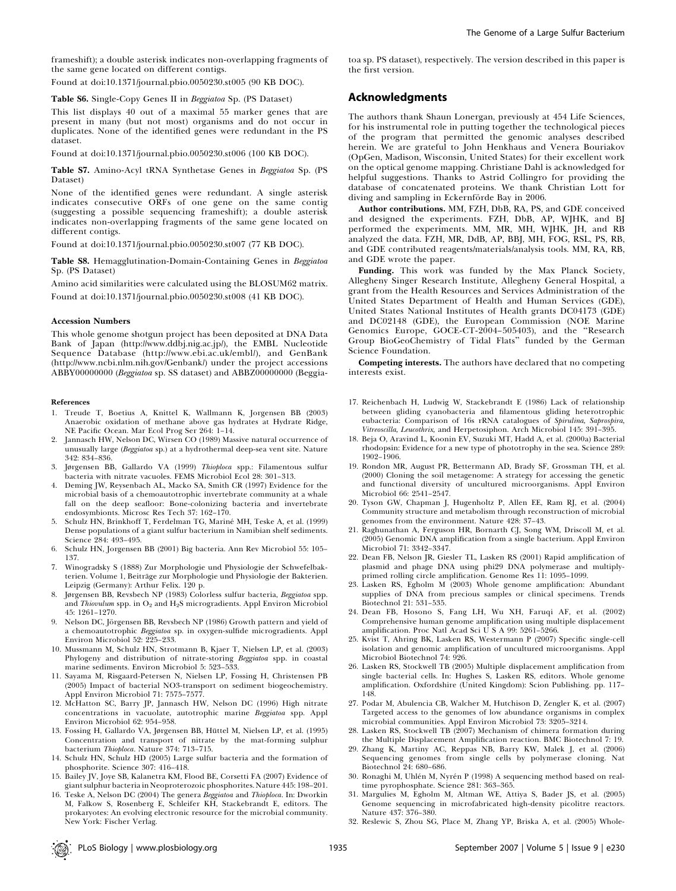frameshift); a double asterisk indicates non-overlapping fragments of the same gene located on different contigs.

Found at doi:10.1371/journal.pbio.0050230.st005 (90 KB DOC).

**Table S6.** Single-Copy Genes II in *Beggiatoa* Sp. (PS Dataset)

This list displays 40 out of a maximal 55 marker genes that are present in many (but not most) organisms and do not occur in duplicates. None of the identified genes were redundant in the PS dataset.

Found at doi:10.1371/journal.pbio.0050230.st006 (100 KB DOC).

**Table S7.** Amino-Acyl tRNA Synthetase Genes in *Beggiatoa* Sp. (PS Dataset)

None of the identified genes were redundant. A single asterisk indicates consecutive ORFs of one gene on the same contig (suggesting a possible sequencing frameshift); a double asterisk indicates non-overlapping fragments of the same gene located on different contigs.

Found at doi:10.1371/journal.pbio.0050230.st007 (77 KB DOC).

**Table S8.** Hemagglutination-Domain-Containing Genes in *Beggiatoa* Sp. (PS Dataset)

Amino acid similarities were calculated using the BLOSUM62 matrix.

Found at doi:10.1371/journal.pbio.0050230.st008 (41 KB DOC).

#### Accession Numbers

This whole genome shotgun project has been deposited at DNA Data Bank of Japan (http://www.ddbj.nig.ac.jp/), the EMBL Nucleotide Sequence Database (http://www.ebi.ac.uk/embl/), and GenBank (http://www.ncbi.nlm.nih.gov/Genbank/) under the project accessions ABBY00000000 (*Beggiatoa* sp. SS dataset) and ABBZ00000000 (*Beggiatoa* sp. PS dataset), respectively. The version described in this paper is the first version.

## Acknowledgments

The authors thank Shaun Lonergan, previously at 454 Life Sciences, for his instrumental role in putting together the technological pieces of the program that permitted the genomic analyses described herein. We are grateful to John Henkhaus and Venera Bouriakov (OpGen, Madison, Wisconsin, United States) for their excellent work on the optical genome mapping. Christiane Dahl is acknowledged for helpful suggestions. Thanks to Astrid Collingro for providing the database of concatenated proteins. We thank Christian Lott for diving and sampling in Eckernförde Bay in 2006.

**Author contributions.** MM, FZH, DbB, RA, PS, and GDE conceived and designed the experiments. FZH, DbB, AP, WJHK, and BJ performed the experiments. MM, MR, MH, WJHK, JH, and RB analyzed the data. FZH, MR, DdB, AP, BBJ, MH, FOG, RSL, PS, RB, and GDE contributed reagents/materials/analysis tools. MM, RA, RB, and GDE wrote the paper.

**Funding.** This work was funded by the Max Planck Society, Allegheny Singer Research Institute, Allegheny General Hospital, a grant from the Health Resources and Services Administration of the United States Department of Health and Human Services (GDE), United States National Institutes of Health grants DC04173 (GDE) and DC02148 (GDE), the European Commission (NOE Marine Genomics Europe, GOCE-CT-2004–505403), and the "Research Group BioGeoChemistry of Tidal Flats" funded by the German Science Foundation.

**Competing interests.** The authors have declared that no competing interests exist.

#### References

1. Treude T, Boetius A, Knittel K, Wallmann K, Jorgensen BB (2003) Anaerobic oxidation of methane above gas hydrates at Hydrate Ridge, NE Pacific Ocean. Mar Ecol Prog Ser 264: 1–14.
2. Jannasch HW, Nelson DC, Wirsen CO (1989) Massive natural occurrence of unusually large (*Beggiatoa* sp.) at a hydrothermal deep-sea vent site. Nature 342: 834–836.
3. Jørgensen BB, Gallardo VA (1999) *Thioploca* spp.: Filamentous sulfur bacteria with nitrate vacuoles. FEMS Microbiol Ecol 28: 301–313.
4. Deming JW, Reysenbach AL, Macko SA, Smith CR (1997) Evidence for the microbial basis of a chemoautotrophic invertebrate community at a whale fall on the deep seafloor: Bone-colonizing bacteria and invertebrate endosymbionts. Microsc Res Tech 37: 162–170.
5. Schulz HN, Brinkhoff T, Ferdelman TG, Mariné MH, Teske A, et al. (1999) Dense populations of a giant sulfur bacterium in Namibian shelf sediments. Science 284: 493–495.
6. Schulz HN, Jorgensen BB (2001) Big bacteria. Ann Rev Microbiol 55: 105–137.
7. Winogradsky S (1888) Zur Morphologie und Physiologie der Schwefelbakterien. Volume 1, Beiträge zur Morphologie und Physiologie der Bakterien. Leipzig (Germany): Arthur Felix. 120 p.
8. Jørgensen BB, Revsbech NP (1983) Colorless sulfur bacteria, *Beggiatoa* spp. and *Thiovulum* spp. in $O_2$ and $H_2S$ microgradients. Appl Environ Microbiol 45: 1261–1270.
9. Nelson DC, Jörgensen BB, Revsbech NP (1986) Growth pattern and yield of a chemoautotrophic *Beggiatoa* sp. in oxygen-sulfide microgradients. Appl Environ Microbiol 52: 225–233.
10. Mussmann M, Schulz HN, Strotmann B, Kjaer T, Nielsen LP, et al. (2003) Phylogeny and distribution of nitrate-storing *Beggiatoa* spp. in coastal marine sediments. Environ Microbiol 5: 523–533.
11. Sayama M, Risgaard-Petersen N, Nielsen LP, Fossing H, Christensen PB (2005) Impact of bacterial NO3-transport on sediment biogeochemistry. Appl Environ Microbiol 71: 7575–7577.
12. McHatton SC, Barry JP, Jannasch HW, Nelson DC (1996) High nitrate concentrations in vacuolate, autotrophic marine *Beggiatoa* spp. Appl Environ Microbiol 62: 954–958.
13. Fossing H, Gallardo VA, Jørgensen BB, Hüttel M, Nielsen LP, et al. (1995) Concentration and transport of nitrate by the mat-forming sulphur bacterium *Thioploca*. Nature 374: 713–715.
14. Schulz HN, Schulz HD (2005) Large sulfur bacteria and the formation of phosphorite. Science 307: 416–418.
15. Bailey JV, Joye SB, Kalanetra KM, Flood BE, Corsetti FA (2007) Evidence of giant sulphur bacteria in Neoproterozoic phosphorites. Nature 445: 198–201.
16. Teske A, Nelson DC (2004) The genera *Beggiatoa* and *Thioploca*. In: Dworkin M, Falkow S, Rosenberg E, Schleifer KH, Stackebrandt E, editors. The prokaryotes: An evolving electronic resource for the microbial community. New York: Fischer Verlag.
17. Reichenbach H, Ludwig W, Stackebrandt E (1986) Lack of relationship between gliding cyanobacteria and filamentous gliding heterotrophic eubacteria: Comparison of 16s rRNA catalogues of *Spirulina, Saprospira, Vitreoscilla, Leucothrix,* and Herpetosiphon. Arch Microbiol 145: 391–395.
18. Beja O, Aravind L, Koonin EV, Suzuki MT, Hadd A, et al. (2000a) Bacterial rhodopsin: Evidence for a new type of phototrophy in the sea. Science 289: 1902–1906.
19. Rondon MR, August PR, Bettermann AD, Brady SF, Grossman TH, et al. (2000) Cloning the soil metagenome: A strategy for accessing the genetic and functional diversity of uncultured microorganisms. Appl Environ Microbiol 66: 2541–2547.
20. Tyson GW, Chapman J, Hugenholtz P, Allen EE, Ram RJ, et al. (2004) Community structure and metabolism through reconstruction of microbial genomes from the environment. Nature 428: 37–43.
21. Raghunathan A, Ferguson HR, Bornarth CJ, Song WM, Driscoll M, et al. (2005) Genomic DNA amplification from a single bacterium. Appl Environ Microbiol 71: 3342–3347.
22. Dean FB, Nelson JR, Giesler TL, Lasken RS (2001) Rapid amplification of plasmid and phage DNA using phi29 DNA polymerase and multiply-primed rolling circle amplification. Genome Res 11: 1095–1099.
23. Lasken RS, Egholm M (2003) Whole genome amplification: Abundant supplies of DNA from precious samples or clinical specimens. Trends Biotechnol 21: 531–535.
24. Dean FB, Hosono S, Fang LH, Wu XH, Faruqi AF, et al. (2002) Comprehensive human genome amplification using multiple displacement amplification. Proc Natl Acad Sci U S A 99: 5261–5266.
25. Kvist T, Ahring BK, Lasken RS, Westermann P (2007) Specific single-cell isolation and genomic amplification of uncultured microorganisms. Appl Microbiol Biotechnol 74: 926.
26. Lasken RS, Stockwell TB (2005) Multiple displacement amplification from single bacterial cells. In: Hughes S, Lasken RS, editors. Whole genome amplification. Oxfordshire (United Kingdom): Scion Publishing. pp. 117–148.
27. Podar M, Abulencia CB, Walcher M, Hutchison D, Zengler K, et al. (2007) Targeted access to the genomes of low abundance organisms in complex microbial communities. Appl Environ Microbiol 73: 3205–3214.
28. Lasken RS, Stockwell TB (2007) Mechanism of chimera formation during the Multiple Displacement Amplification reaction. BMC Biotechnol 7: 19.
29. Zhang K, Martiny AC, Reppas NB, Barry KW, Malek J, et al. (2006) Sequencing genomes from single cells by polymerase cloning. Nat Biotechnol 24: 680–686.
30. Ronaghi M, Uhlén M, Nyrén P (1998) A sequencing method based on real-time pyrophosphate. Science 281: 363–365.
31. Margulies M, Egholm M, Altman WE, Attiya S, Bader JS, et al. (2005) Genome sequencing in microfabricated high-density picolitre reactors. Nature 437: 376–380.
32. Reslewic S, Zhou SG, Place M, Zhang YP, Briska A, et al. (2005) Whole-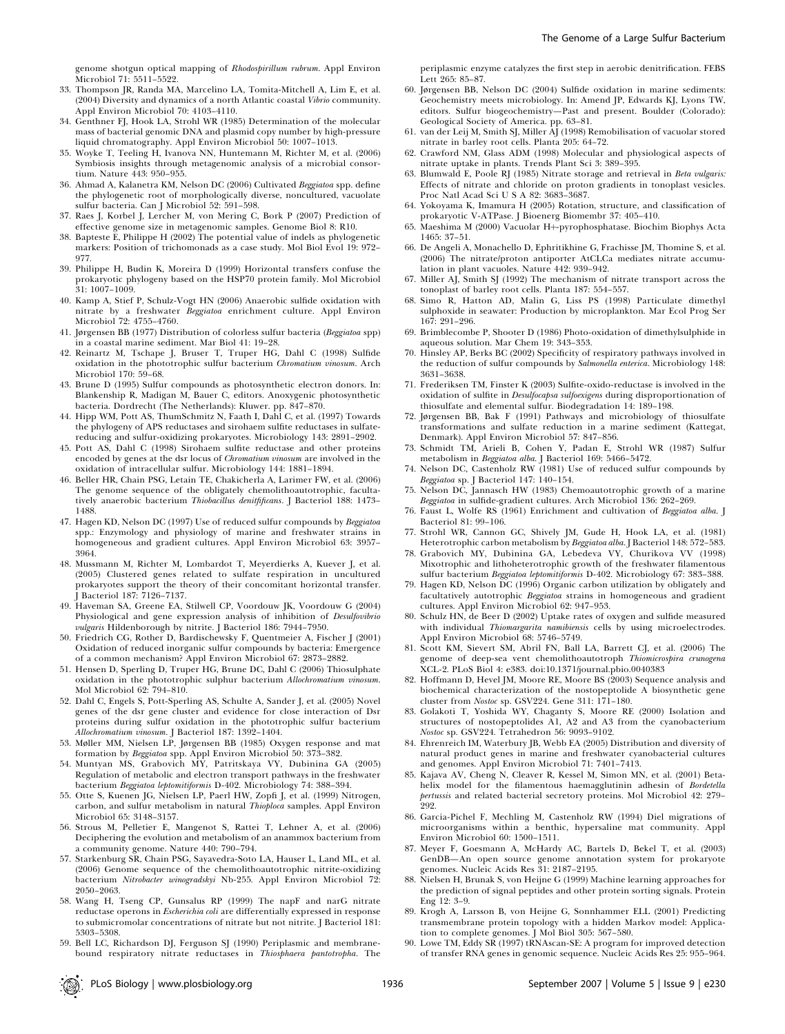genome shotgun optical mapping of *Rhodospirillum rubrum*. Appl Environ Microbiol 71: 5511–5522.

33. Thompson JR, Randa MA, Marcelino LA, Tomita-Mitchell A, Lim E, et al. (2004) Diversity and dynamics of a north Atlantic coastal *Vibrio* community. Appl Environ Microbiol 70: 4103–4110.
34. Genthner FJ, Hook LA, Strohl WR (1985) Determination of the molecular mass of bacterial genomic DNA and plasmid copy number by high-pressure liquid chromatography. Appl Environ Microbiol 50: 1007–1013.
35. Woyke T, Teeling H, Ivanova NN, Huntemann M, Richter M, et al. (2006) Symbiosis insights through metagenomic analysis of a microbial consortium. Nature 443: 950–955.
36. Ahmad A, Kalanetra KM, Nelson DC (2006) Cultivated *Beggiatoa* spp. define the phylogenetic root of morphologically diverse, noncultured, vacuolate sulfur bacteria. Can J Microbiol 52: 591–598.
37. Raes J, Korbel J, Lercher M, von Mering C, Bork P (2007) Prediction of effective genome size in metagenomic samples. Genome Biol 8: R10.
38. Bapteste E, Philippe H (2002) The potential value of indels as phylogenetic markers: Position of trichomonads as a case study. Mol Biol Evol 19: 972–977.
39. Philippe H, Budin K, Moreira D (1999) Horizontal transfers confuse the prokaryotic phylogeny based on the HSP70 protein family. Mol Microbiol 31: 1007–1009.
40. Kamp A, Stief P, Schulz-Vogt HN (2006) Anaerobic sulfide oxidation with nitrate by a freshwater *Beggiatoa* enrichment culture. Appl Environ Microbiol 72: 4755–4760.
41. Jørgensen BB (1977) Distribution of colorless sulfur bacteria (*Beggiatoa* spp) in a coastal marine sediment. Mar Biol 41: 19–28.
42. Reinartz M, Tschape J, Bruser T, Truper HG, Dahl C (1998) Sulfide oxidation in the phototrophic sulfur bacterium *Chromatium vinosum*. Arch Microbiol 170: 59–68.
43. Brune D (1995) Sulfur compounds as photosynthetic electron donors. In: Blankenship R, Madigan M, Bauer C, editors. Anoxygenic photosynthetic bacteria. Dordrecht (The Netherlands): Kluwer. pp. 847–870.
44. Hipp WM, Pott AS, ThumSchmitz N, Faath I, Dahl C, et al. (1997) Towards the phylogeny of APS reductases and sirohaem sulfite reductases in sulfate-reducing and sulfur-oxidizing prokaryotes. Microbiology 143: 2891–2902.
45. Pott AS, Dahl C (1998) Sirohaem sulfite reductase and other proteins encoded by genes at the dsr locus of *Chromatium vinosum* are involved in the oxidation of intracellular sulfur. Microbiology 144: 1881–1894.
46. Beller HR, Chain PSG, Letain TE, Chakicherla A, Larimer FW, et al. (2006) The genome sequence of the obligately chemolithoautotrophic, facultatively anaerobic bacterium *Thiobacillus denitrificans*. J Bacteriol 188: 1473–1488.
47. Hagen KD, Nelson DC (1997) Use of reduced sulfur compounds by *Beggiatoa* spp.: Enzymology and physiology of marine and freshwater strains in homogeneous and gradient cultures. Appl Environ Microbiol 63: 3957–3964.
48. Mussmann M, Richter M, Lombardot T, Meyerdierks A, Kuever J, et al. (2005) Clustered genes related to sulfate respiration in uncultured prokaryotes support the theory of their concomitant horizontal transfer. J Bacteriol 187: 7126–7137.
49. Haveman SA, Greene EA, Stilwell CP, Voordouw JK, Voordouw G (2004) Physiological and gene expression analysis of inhibition of *Desulfovibrio vulgaris* Hildenborough by nitrite. J Bacteriol 186: 7944–7950.
50. Friedrich CG, Rother D, Bardischewsky F, Quentmeier A, Fischer J (2001) Oxidation of reduced inorganic sulfur compounds by bacteria: Emergence of a common mechanism? Appl Environ Microbiol 67: 2873–2882.
51. Hensen D, Sperling D, Truper HG, Brune DC, Dahl C (2006) Thiosulphate oxidation in the phototrophic sulphur bacterium *Allochromatium vinosum*. Mol Microbiol 62: 794–810.
52. Dahl C, Engels S, Pott-Sperling AS, Schulte A, Sander J, et al. (2005) Novel genes of the dsr gene cluster and evidence for close interaction of Dsr proteins during sulfur oxidation in the phototrophic sulfur bacterium *Allochromatium vinosum*. J Bacteriol 187: 1392–1404.
53. Møller MM, Nielsen LP, Jørgensen BB (1985) Oxygen response and mat formation by *Beggiatoa* spp. Appl Environ Microbiol 50: 373–382.
54. Muntyan MS, Grabovich MY, Patritskaya VY, Dubinina GA (2005) Regulation of metabolic and electron transport pathways in the freshwater bacterium *Beggiatoa leptomitiformis* D-402. Microbiology 74: 388–394.
55. Otte S, Kuenen JG, Nielsen LP, Paerl HW, Zopfi J, et al. (1999) Nitrogen, carbon, and sulfur metabolism in natural *Thioploca* samples. Appl Environ Microbiol 65: 3148–3157.
56. Strous M, Pelletier E, Mangenot S, Rattei T, Lehner A, et al. (2006) Deciphering the evolution and metabolism of an anammox bacterium from a community genome. Nature 440: 790–794.
57. Starkenburg SR, Chain PSG, Sayavedra-Soto LA, Hauser L, Land ML, et al. (2006) Genome sequence of the chemolithoautotrophic nitrite-oxidizing bacterium *Nitrobacter winogradskyi* Nb-255. Appl Environ Microbiol 72: 2050–2063.
58. Wang H, Tseng CP, Gunsalus RP (1999) The napF and narG nitrate reductase operons in *Escherichia coli* are differentially expressed in response to submicromolar concentrations of nitrate but not nitrite. J Bacteriol 181: 5303–5308.
59. Bell LC, Richardson DJ, Ferguson SJ (1990) Periplasmic and membrane-bound respiratory nitrate reductases in *Thiosphaera pantotropha*. The periplasmic enzyme catalyzes the first step in aerobic denitrification. FEBS Lett 265: 85–87.
60. Jørgensen BB, Nelson DC (2004) Sulfide oxidation in marine sediments: Geochemistry meets microbiology. In: Amend JP, Edwards KJ, Lyons TW, editors. Sulfur biogeochemistry—Past and present. Boulder (Colorado): Geological Society of America. pp. 63–81.
61. van der Leij M, Smith SJ, Miller AJ (1998) Remobilisation of vacuolar stored nitrate in barley root cells. Planta 205: 64–72.
62. Crawford NM, Glass ADM (1998) Molecular and physiological aspects of nitrate uptake in plants. Trends Plant Sci 3: 389–395.
63. Blumwald E, Poole RJ (1985) Nitrate storage and retrieval in *Beta vulgaris*: Effects of nitrate and chloride on proton gradients in tonoplast vesicles. Proc Natl Acad Sci U S A 82: 3683–3687.
64. Yokoyama K, Imamura H (2005) Rotation, structure, and classification of prokaryotic V-ATPase. J Bioenerg Biomembr 37: 405–410.
65. Maeshima M (2000) Vacuolar H+-pyrophosphatase. Biochim Biophys Acta 1465: 37–51.
66. De Angeli A, Monachello D, Ephritikhine G, Frachisse JM, Thomine S, et al. (2006) The nitrate/proton antiporter AtCLCa mediates nitrate accumulation in plant vacuoles. Nature 442: 939–942.
67. Miller AJ, Smith SJ (1992) The mechanism of nitrate transport across the tonoplast of barley root cells. Planta 187: 554–557.
68. Simo R, Hatton AD, Malin G, Liss PS (1998) Particulate dimethyl sulphoxide in seawater: Production by microplankton. Mar Ecol Prog Ser 167: 291–296.
69. Brimblecombe P, Shooter D (1986) Photo-oxidation of dimethylsulphide in aqueous solution. Mar Chem 19: 343–353.
70. Hinsley AP, Berks BC (2002) Specificity of respiratory pathways involved in the reduction of sulfur compounds by *Salmonella enterica*. Microbiology 148: 3631–3638.
71. Frederiksen TM, Finster K (2003) Sulfite-oxido-reductase is involved in the oxidation of sulfite in *Desulfocapsa sulfoexigens* during disproportionation of thiosulfate and elemental sulfur. Biodegradation 14: 189–198.
72. Jørgensen BB, Bak F (1991) Pathways and microbiology of thiosulfate transformations and sulfate reduction in a marine sediment (Kattegat, Denmark). Appl Environ Microbiol 57: 847–856.
73. Schmidt TM, Arieli B, Cohen Y, Padan E, Strohl WR (1987) Sulfur metabolism in *Beggiatoa alba*. J Bacteriol 169: 5466–5472.
74. Nelson DC, Castenholz RW (1981) Use of reduced sulfur compounds by *Beggiatoa* sp. J Bacteriol 147: 140–154.
75. Nelson DC, Jannasch HW (1983) Chemoautotrophic growth of a marine *Beggiatoa* in sulfide-gradient cultures. Arch Microbiol 136: 262–269.
76. Faust L, Wolfe RS (1961) Enrichment and cultivation of *Beggiatoa alba*. J Bacteriol 81: 99–106.
77. Strohl WR, Cannon GC, Shively JM, Gude H, Hook LA, et al. (1981) Heterotrophic carbon metabolism by *Beggiatoa alba*. J Bacteriol 148: 572–583.
78. Grabovich MY, Dubinina GA, Lebedeva VY, Churikova VV (1998) Mixotrophic and lithoheterotrophic growth of the freshwater filamentous sulfur bacterium *Beggiatoa leptomitiformis* D-402. Microbiology 67: 383–388.
79. Hagen KD, Nelson DC (1996) Organic carbon utilization by obligately and facultatively autotrophic *Beggiatoa* strains in homogeneous and gradient cultures. Appl Environ Microbiol 62: 947–953.
80. Schulz HN, de Beer D (2002) Uptake rates of oxygen and sulfide measured with individual *Thiomargarita namibiensis* cells by using microelectrodes. Appl Environ Microbiol 68: 5746–5749.
81. Scott KM, Sievert SM, Abril FN, Ball LA, Barrett CJ, et al. (2006) The genome of deep-sea vent chemolithoautotroph *Thiomicrospira crunogena* XCL-2. PLoS Biol 4: e383. doi:10.1371/journal.pbio.0040383
82. Hoffmann D, Hevel JM, Moore RE, Moore BS (2003) Sequence analysis and biochemical characterization of the nostopeptolide A biosynthetic gene cluster from *Nostoc* sp. GSV224. Gene 311: 171–180.
83. Golakoti T, Yoshida WY, Chaganty S, Moore RE (2000) Isolation and structures of nostopeptolides A1, A2 and A3 from the cyanobacterium *Nostoc* sp. GSV224. Tetrahedron 56: 9093–9102.
84. Ehrenreich IM, Waterbury JB, Webb EA (2005) Distribution and diversity of natural product genes in marine and freshwater cyanobacterial cultures and genomes. Appl Environ Microbiol 71: 7401–7413.
85. Kajava AV, Cheng N, Cleaver R, Kessel M, Simon MN, et al. (2001) Beta-helix model for the filamentous haemagglutinin adhesin of *Bordetella pertussis* and related bacterial secretory proteins. Mol Microbiol 42: 279–292.
86. Garcia-Pichel F, Mechling M, Castenholz RW (1994) Diel migrations of microorganisms within a benthic, hypersaline mat community. Appl Environ Microbiol 60: 1500–1511.
87. Meyer F, Goesmann A, McHardy AC, Bartels D, Bekel T, et al. (2003) GenDB—An open source genome annotation system for prokaryote genomes. Nucleic Acids Res 31: 2187–2195.
88. Nielsen H, Brunak S, von Heijne G (1999) Machine learning approaches for the prediction of signal peptides and other protein sorting signals. Protein Eng 12: 3–9.
89. Krogh A, Larsson B, von Heijne G, Sonnhammer ELL (2001) Predicting transmembrane protein topology with a hidden Markov model: Application to complete genomes. J Mol Biol 305: 567–580.
90. Lowe TM, Eddy SR (1997) tRNAscan-SE: A program for improved detection of transfer RNA genes in genomic sequence. Nucleic Acids Res 25: 955–964.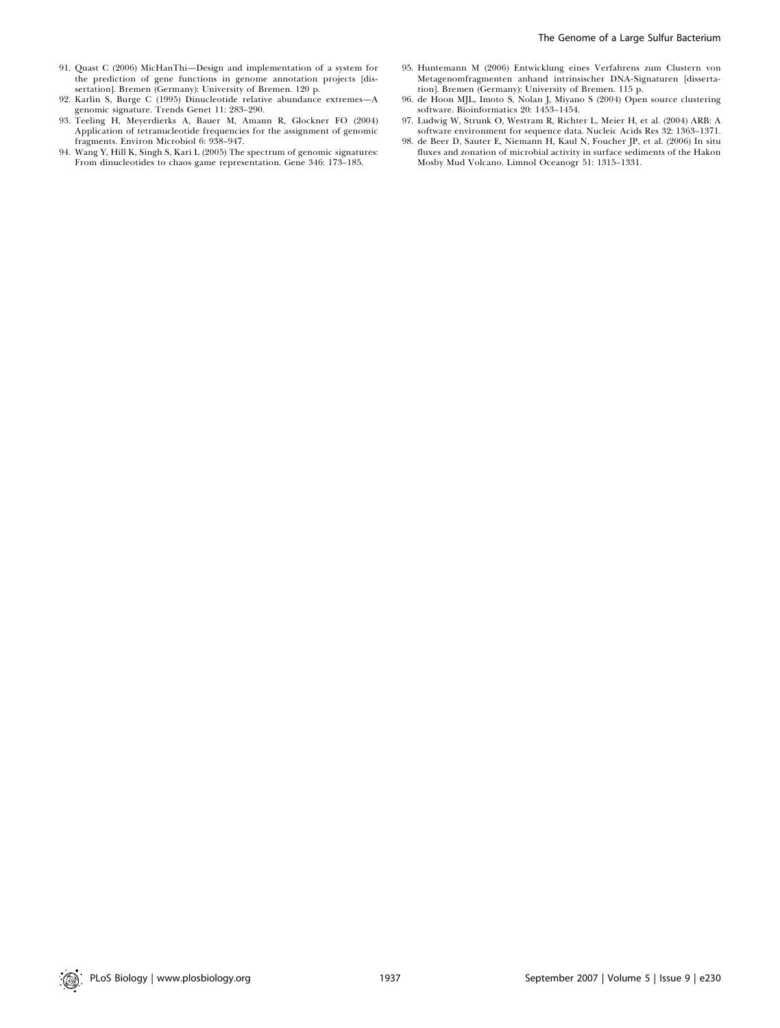91. Quast C (2006) MicHanThi—Design and implementation of a system for the prediction of gene functions in genome annotation projects [dissertation]. Bremen (Germany): University of Bremen. 120 p.
92. Karlin S, Burge C (1995) Dinucleotide relative abundance extremes—A genomic signature. Trends Genet 11: 283–290.
93. Teeling H, Meyerdierks A, Bauer M, Amann R, Glockner FO (2004) Application of tetranucleotide frequencies for the assignment of genomic fragments. Environ Microbiol 6: 938–947.
94. Wang Y, Hill K, Singh S, Kari L (2005) The spectrum of genomic signatures: From dinucleotides to chaos game representation. Gene 346: 173–185.
95. Huntemann M (2006) Entwicklung eines Verfahrens zum Clustern von Metagenomfragmenten anhand intrinsischer DNA-Signaturen [dissertation]. Bremen (Germany): University of Bremen. 115 p.
96. de Hoon MJL, Imoto S, Nolan J, Miyano S (2004) Open source clustering software. Bioinformatics 20: 1453–1454.
97. Ludwig W, Strunk O, Westram R, Richter L, Meier H, et al. (2004) ARB: A software environment for sequence data. Nucleic Acids Res 32: 1363–1371.
98. de Beer D, Sauter E, Niemann H, Kaul N, Foucher JP, et al. (2006) In situ fluxes and zonation of microbial activity in surface sediments of the Hakon Mosby Mud Volcano. Limnol Oceanogr 51: 1315–1331.